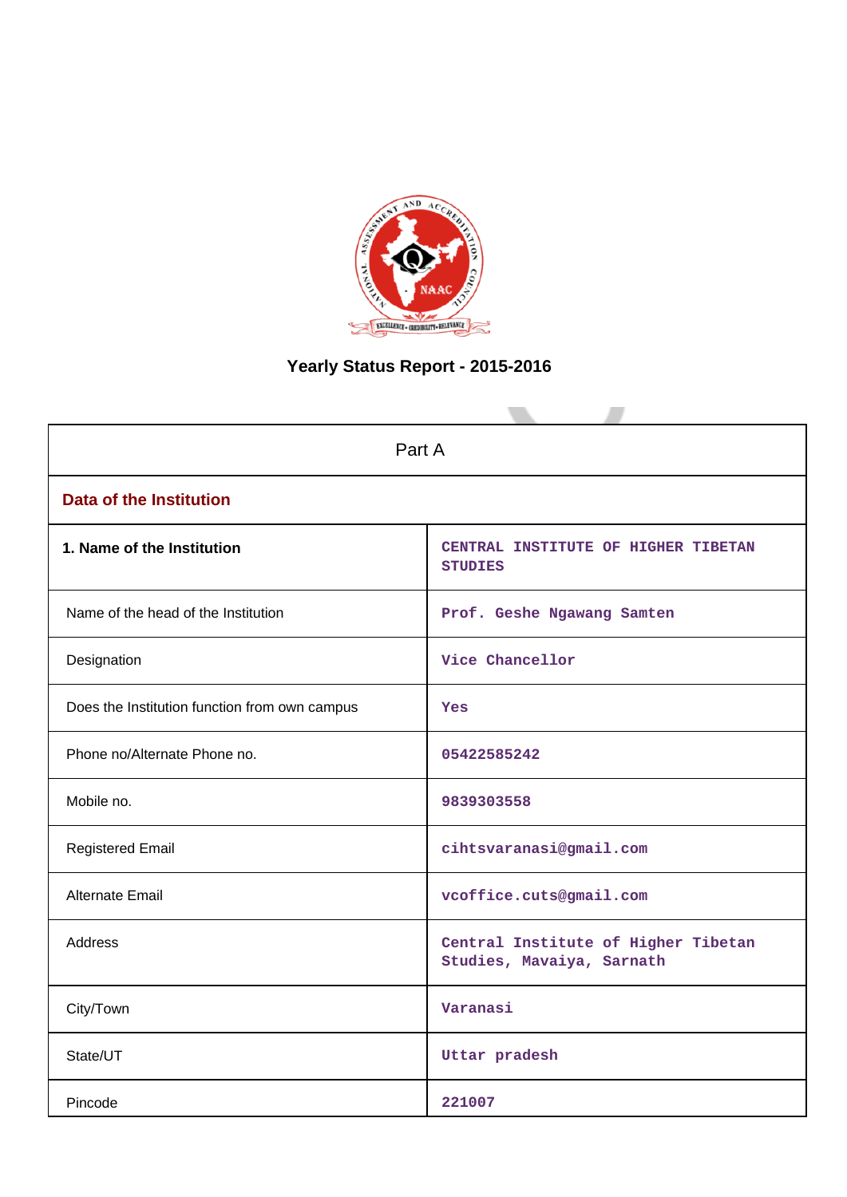# Yearly Status Report - 2015-2016

| Part A | |
|---|---|
| **Data of the Institution** | |
| **1. Name of the Institution** | CENTRAL INSTITUTE OF HIGHER TIBETAN STUDIES |
| Name of the head of the Institution | Prof. Geshe Ngawang Samten |
| Designation | Vice Chancellor |
| Does the Institution function from own campus | Yes |
| Phone no/Alternate Phone no. | 05422585242 |
| Mobile no. | 9839303558 |
| Registered Email | cihtsvaranasi@gmail.com |
| Alternate Email | vcoffice.cuts@gmail.com |
| Address | Central Institute of Higher Tibetan Studies, Mavaiya, Sarnath |
| City/Town | Varanasi |
| State/UT | Uttar pradesh |
| Pincode | 221007 |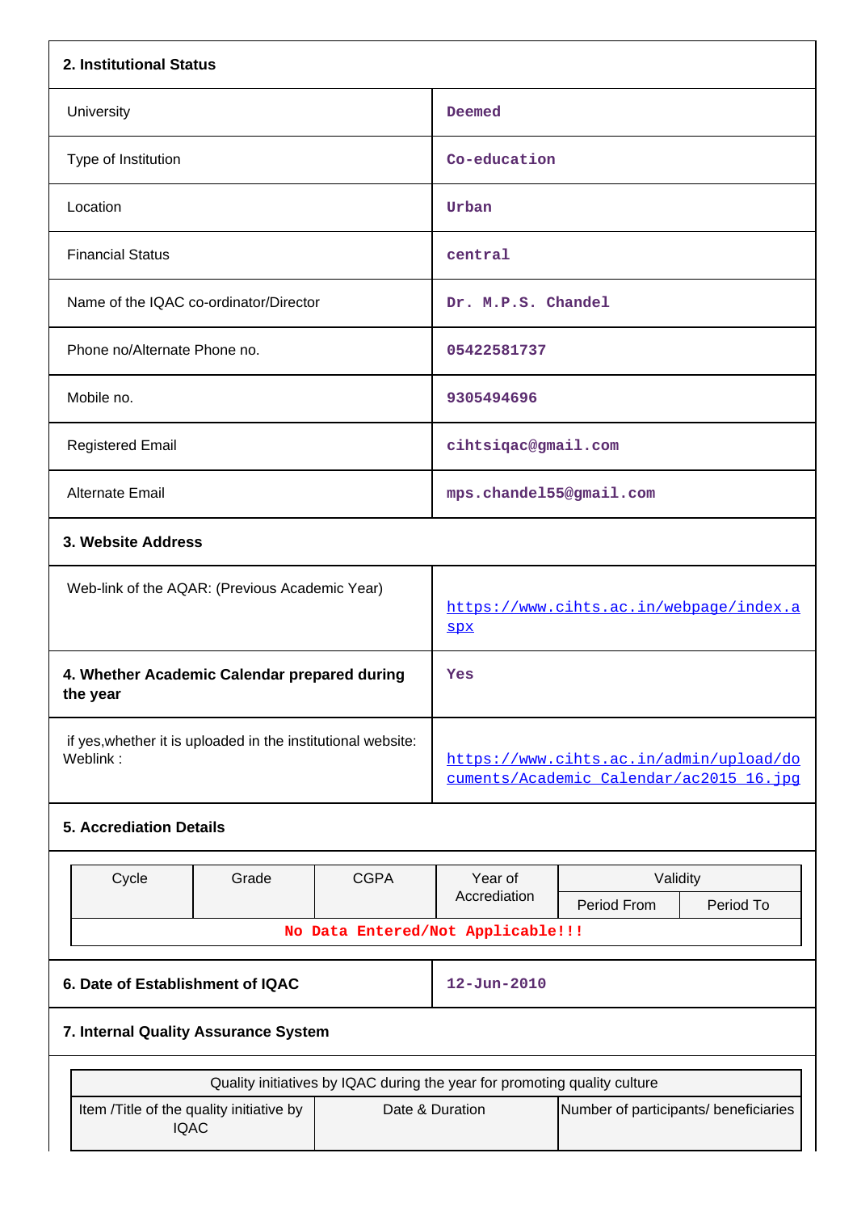**2. Institutional Status**

| | |
|---|---|
| University | Deemed |
| Type of Institution | Co-education |
| Location | Urban |
| Financial Status | central |
| Name of the IQAC co-ordinator/Director | Dr. M.P.S. Chandel |
| Phone no/Alternate Phone no. | 05422581737 |
| Mobile no. | 9305494696 |
| Registered Email | cihtsiqac@gmail.com |
| Alternate Email | mps.chandel55@gmail.com |

**3. Website Address**

| | |
|---|---|
| Web-link of the AQAR: (Previous Academic Year) | https://www.cihts.ac.in/webpage/index.aspx |
| **4. Whether Academic Calendar prepared during the year** | Yes |
| if yes,whether it is uploaded in the institutional website: Weblink : | https://www.cihts.ac.in/admin/upload/documents/Academic_Calendar/ac2015_16.jpg |

**5. Accrediation Details**

| Cycle | Grade | CGPA | Year of Accrediation | Validity | |
|---|---|---|---|---|---|
| | | | | Period From | Period To |
| No Data Entered/Not Applicable!!! | | | | | |

| | |
|---|---|
| **6. Date of Establishment of IQAC** | 12-Jun-2010 |

**7. Internal Quality Assurance System**

| Quality initiatives by IQAC during the year for promoting quality culture | | |
|---|---|---|
| Item /Title of the quality initiative by IQAC | Date & Duration | Number of participants/ beneficiaries |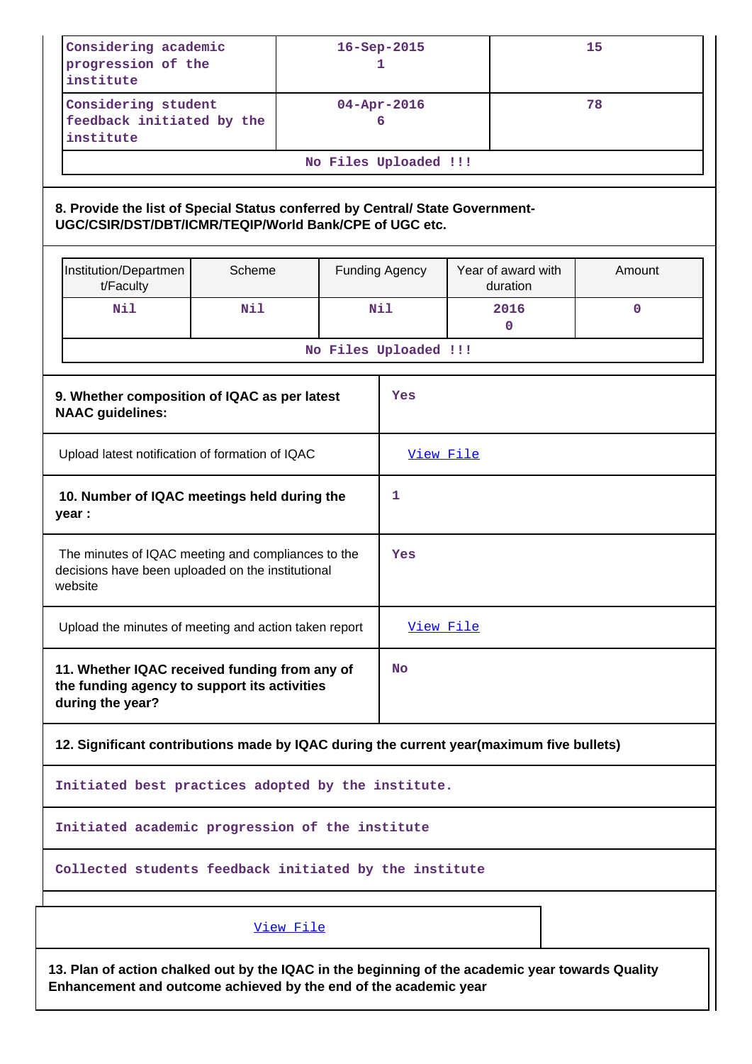| Considering academic progression of the institute | 16-Sep-2015 1 | 15 |
|---|---|---|
| Considering student feedback initiated by the institute | 04-Apr-2016 6 | 78 |
| No Files Uploaded !!! | | |

**8. Provide the list of Special Status conferred by Central/ State Government- UGC/CSIR/DST/DBT/ICMR/TEQIP/World Bank/CPE of UGC etc.**

| Institution/Department/Faculty | Scheme | Funding Agency | Year of award with duration | Amount |
|---|---|---|---|---|
| Nil | Nil | Nil | 2016 0 | 0 |
| No Files Uploaded !!! | | | | |

| | |
|---|---|
| **9. Whether composition of IQAC as per latest NAAC guidelines:** | Yes |
| Upload latest notification of formation of IQAC | View File |
| **10. Number of IQAC meetings held during the year :** | 1 |
| The minutes of IQAC meeting and compliances to the decisions have been uploaded on the institutional website | Yes |
| Upload the minutes of meeting and action taken report | View File |
| **11. Whether IQAC received funding from any of the funding agency to support its activities during the year?** | No |

**12. Significant contributions made by IQAC during the current year(maximum five bullets)**

Initiated best practices adopted by the institute.

Initiated academic progression of the institute

Collected students feedback initiated by the institute

View File

**13. Plan of action chalked out by the IQAC in the beginning of the academic year towards Quality Enhancement and outcome achieved by the end of the academic year**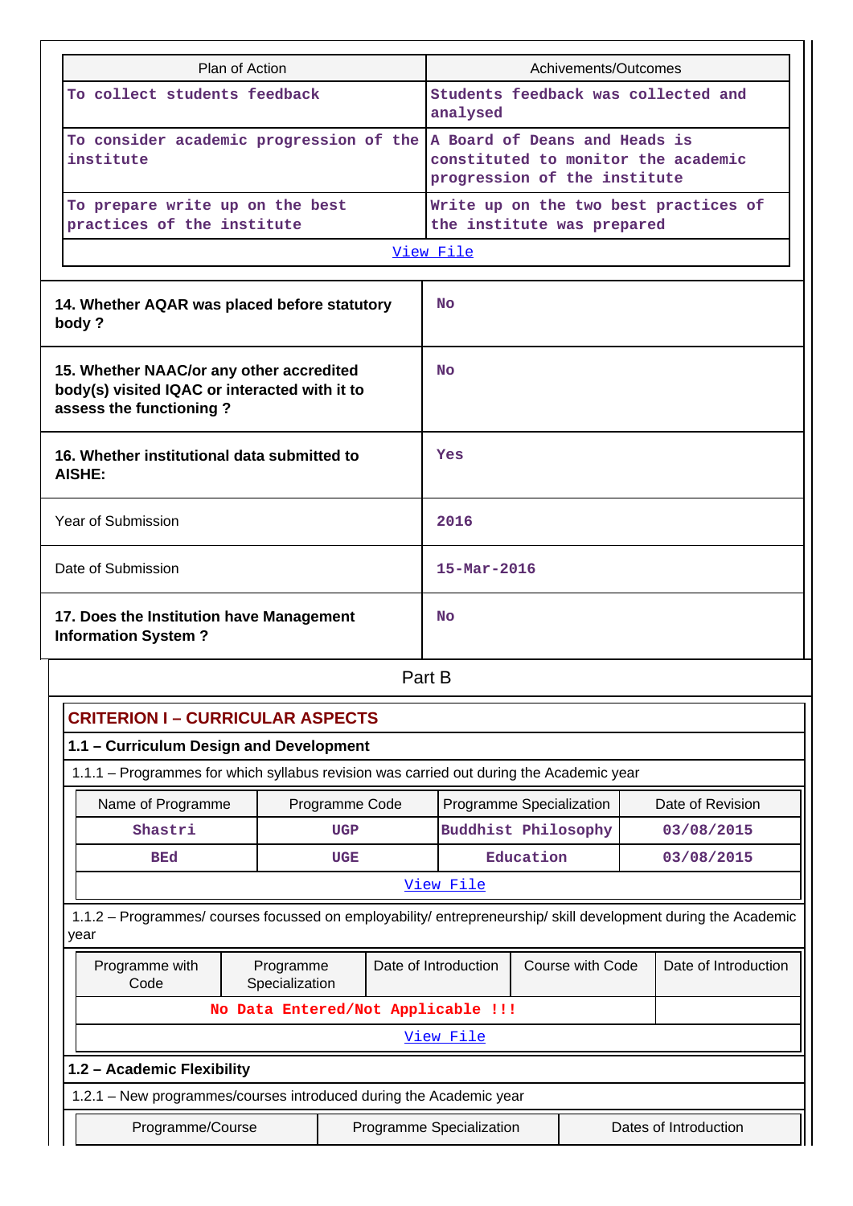| Plan of Action | Achivements/Outcomes |
|---|---|
| To collect students feedback | Students feedback was collected and analysed |
| To consider academic progression of the institute | A Board of Deans and Heads is constituted to monitor the academic progression of the institute |
| To prepare write up on the best practices of the institute | Write up on the two best practices of the institute was prepared |
| View File | |

| | |
|---|---|
| **14. Whether AQAR was placed before statutory body ?** | No |
| **15. Whether NAAC/or any other accredited body(s) visited IQAC or interacted with it to assess the functioning ?** | No |
| **16. Whether institutional data submitted to AISHE:** | Yes |
| Year of Submission | 2016 |
| Date of Submission | 15-Mar-2016 |
| **17. Does the Institution have Management Information System ?** | No |

# Part B

## CRITERION I – CURRICULAR ASPECTS

### 1.1 – Curriculum Design and Development

1.1.1 – Programmes for which syllabus revision was carried out during the Academic year

| Name of Programme | Programme Code | Programme Specialization | Date of Revision |
|---|---|---|---|
| Shastri | UGP | Buddhist Philosophy | 03/08/2015 |
| BEd | UGE | Education | 03/08/2015 |
| View File | | | |

1.1.2 – Programmes/ courses focussed on employability/ entrepreneurship/ skill development during the Academic year

| Programme with Code | Programme Specialization | Date of Introduction | Course with Code | Date of Introduction |
|---|---|---|---|---|
| No Data Entered/Not Applicable !!! | | | | |
| View File | | | | |

### 1.2 – Academic Flexibility

1.2.1 – New programmes/courses introduced during the Academic year

| Programme/Course | Programme Specialization | Dates of Introduction |
|---|---|---|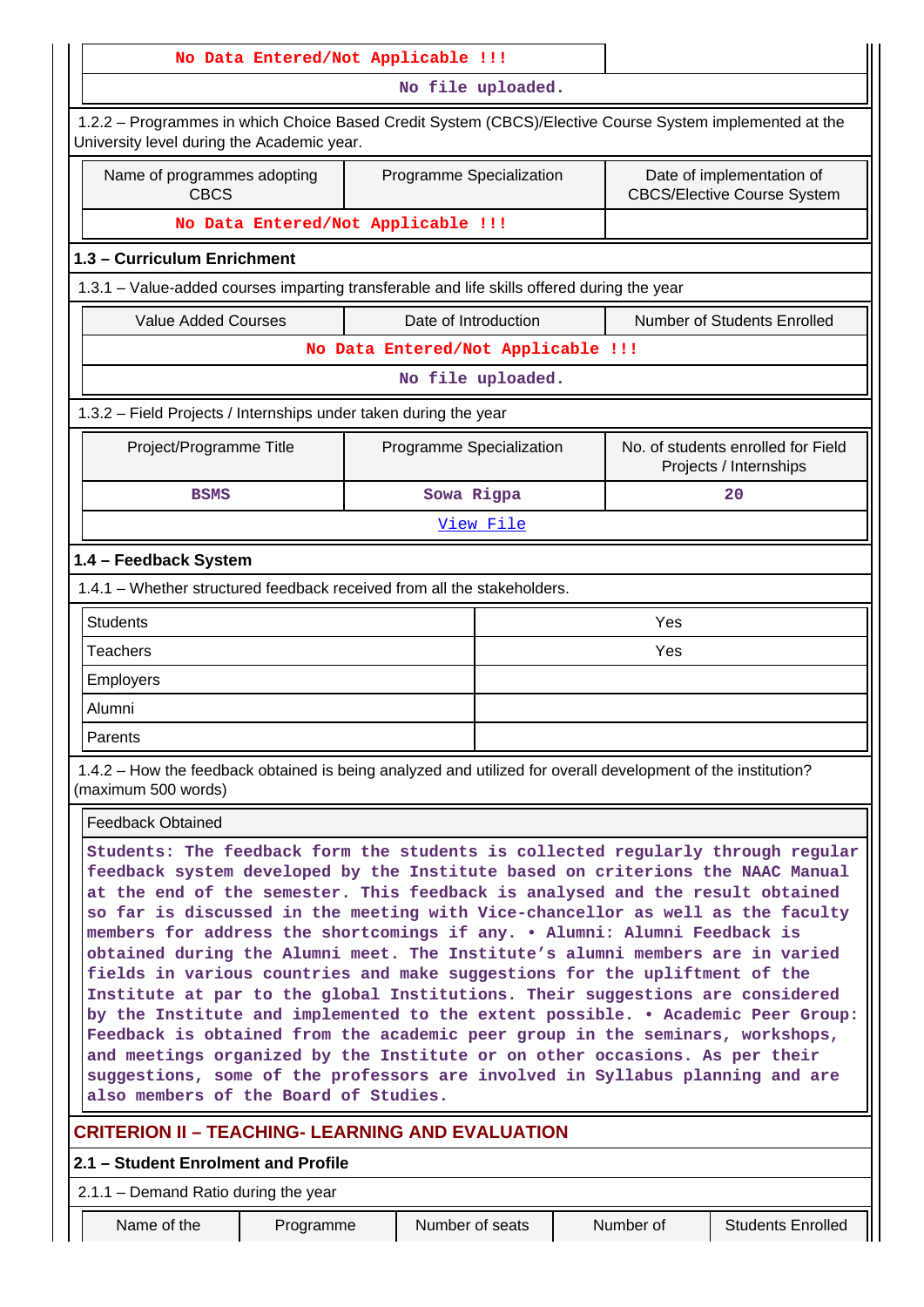| No Data Entered/Not Applicable !!! | |
|---|---|

No file uploaded.

1.2.2 – Programmes in which Choice Based Credit System (CBCS)/Elective Course System implemented at the University level during the Academic year.

| Name of programmes adopting CBCS | Programme Specialization | Date of implementation of CBCS/Elective Course System |
|---|---|---|
| No Data Entered/Not Applicable !!! | | |

## 1.3 – Curriculum Enrichment

1.3.1 – Value-added courses imparting transferable and life skills offered during the year

| Value Added Courses | Date of Introduction | Number of Students Enrolled |
|---|---|---|
| No Data Entered/Not Applicable !!! | | |

No file uploaded.

1.3.2 – Field Projects / Internships under taken during the year

| Project/Programme Title | Programme Specialization | No. of students enrolled for Field Projects / Internships |
|---|---|---|
| BSMS | Sowa Rigpa | 20 |

View File

## 1.4 – Feedback System

1.4.1 – Whether structured feedback received from all the stakeholders.

| | |
|---|---|
| Students | Yes |
| Teachers | Yes |
| Employers | |
| Alumni | |
| Parents | |

1.4.2 – How the feedback obtained is being analyzed and utilized for overall development of the institution? (maximum 500 words)

Feedback Obtained

Students: The feedback form the students is collected regularly through regular feedback system developed by the Institute based on criterions the NAAC Manual at the end of the semester. This feedback is analysed and the result obtained so far is discussed in the meeting with Vice-chancellor as well as the faculty members for address the shortcomings if any. • Alumni: Alumni Feedback is obtained during the Alumni meet. The Institute's alumni members are in varied fields in various countries and make suggestions for the upliftment of the Institute at par to the global Institutions. Their suggestions are considered by the Institute and implemented to the extent possible. • Academic Peer Group: Feedback is obtained from the academic peer group in the seminars, workshops, and meetings organized by the Institute or on other occasions. As per their suggestions, some of the professors are involved in Syllabus planning and are also members of the Board of Studies.

# CRITERION II – TEACHING- LEARNING AND EVALUATION

## 2.1 – Student Enrolment and Profile

2.1.1 – Demand Ratio during the year

| Name of the | Programme | Number of seats | Number of | Students Enrolled |
|---|---|---|---|---|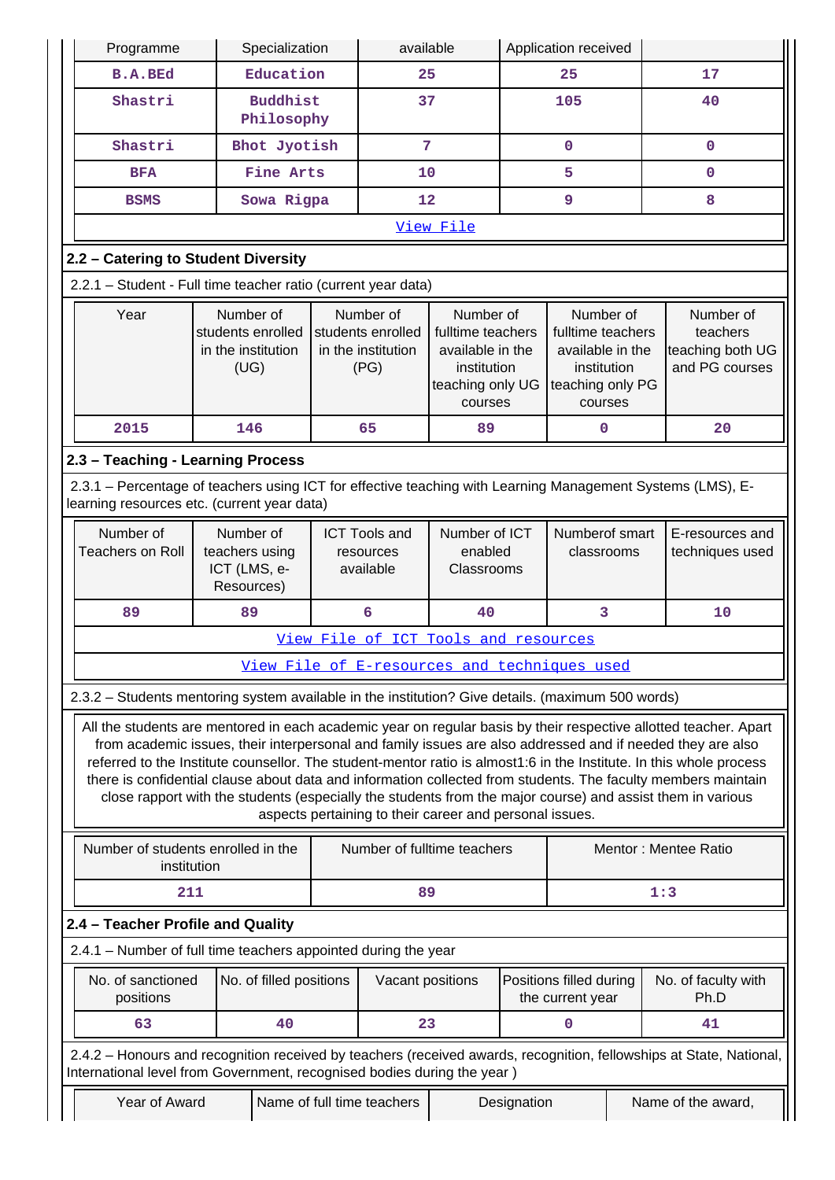| Programme | Specialization | available | Application received | |
|---|---|---|---|---|
| B.A.BEd | Education | 25 | 25 | 17 |
| Shastri | Buddhist Philosophy | 37 | 105 | 40 |
| Shastri | Bhot Jyotish | 7 | 0 | 0 |
| BFA | Fine Arts | 10 | 5 | 0 |
| BSMS | Sowa Rigpa | 12 | 9 | 8 |
| View File | | | | |

## 2.2 – Catering to Student Diversity

2.2.1 – Student - Full time teacher ratio (current year data)

| Year | Number of students enrolled in the institution (UG) | Number of students enrolled in the institution (PG) | Number of fulltime teachers available in the institution teaching only UG courses | Number of fulltime teachers available in the institution teaching only PG courses | Number of teachers teaching both UG and PG courses |
|---|---|---|---|---|---|
| 2015 | 146 | 65 | 89 | 0 | 20 |

## 2.3 – Teaching - Learning Process

2.3.1 – Percentage of teachers using ICT for effective teaching with Learning Management Systems (LMS), E-learning resources etc. (current year data)

| Number of Teachers on Roll | Number of teachers using ICT (LMS, e-Resources) | ICT Tools and resources available | Number of ICT enabled Classrooms | Numberof smart classrooms | E-resources and techniques used |
|---|---|---|---|---|---|
| 89 | 89 | 6 | 40 | 3 | 10 |
| View File of ICT Tools and resources | | | | | |
| View File of E-resources and techniques used | | | | | |

2.3.2 – Students mentoring system available in the institution? Give details. (maximum 500 words)

All the students are mentored in each academic year on regular basis by their respective allotted teacher. Apart from academic issues, their interpersonal and family issues are also addressed and if needed they are also referred to the Institute counsellor. The student-mentor ratio is almost1:6 in the Institute. In this whole process there is confidential clause about data and information collected from students. The faculty members maintain close rapport with the students (especially the students from the major course) and assist them in various aspects pertaining to their career and personal issues.

| Number of students enrolled in the institution | Number of fulltime teachers | Mentor : Mentee Ratio |
|---|---|---|
| 211 | 89 | 1:3 |

## 2.4 – Teacher Profile and Quality

2.4.1 – Number of full time teachers appointed during the year

| No. of sanctioned positions | No. of filled positions | Vacant positions | Positions filled during the current year | No. of faculty with Ph.D |
|---|---|---|---|---|
| 63 | 40 | 23 | 0 | 41 |

2.4.2 – Honours and recognition received by teachers (received awards, recognition, fellowships at State, National, International level from Government, recognised bodies during the year )

| Year of Award | Name of full time teachers | Designation | Name of the award, |
|---|---|---|---|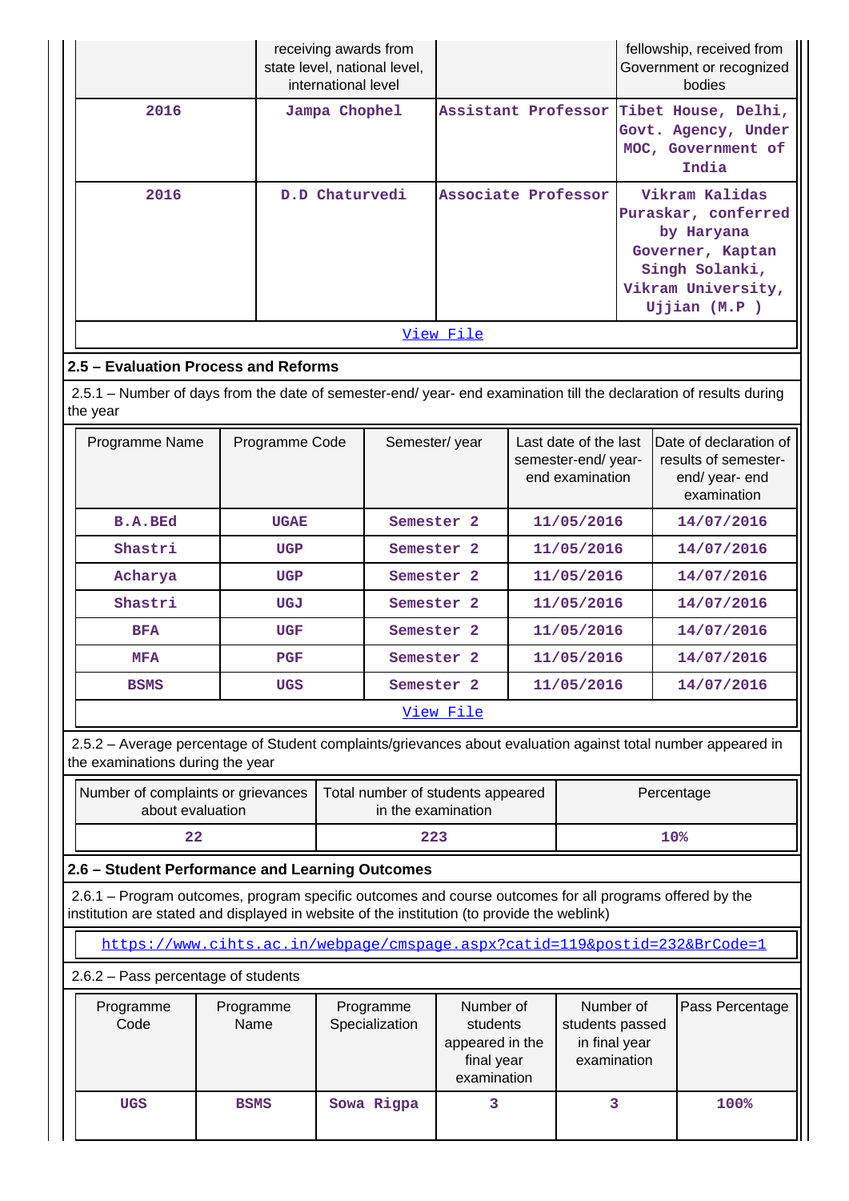| | receiving awards from state level, national level, international level | | fellowship, received from Government or recognized bodies |
|---|---|---|---|
| 2016 | Jampa Chophel | Assistant Professor | Tibet House, Delhi, Govt. Agency, Under MOC, Government of India |
| 2016 | D.D Chaturvedi | Associate Professor | Vikram Kalidas Puraskar, conferred by Haryana Governer, Kaptan Singh Solanki, Vikram University, Ujjian (M.P ) |

View File

### 2.5 – Evaluation Process and Reforms

2.5.1 – Number of days from the date of semester-end/ year- end examination till the declaration of results during the year

| Programme Name | Programme Code | Semester/ year | Last date of the last semester-end/ year- end examination | Date of declaration of results of semester-end/ year- end examination |
|---|---|---|---|---|
| B.A.BEd | UGAE | Semester 2 | 11/05/2016 | 14/07/2016 |
| Shastri | UGP | Semester 2 | 11/05/2016 | 14/07/2016 |
| Acharya | UGP | Semester 2 | 11/05/2016 | 14/07/2016 |
| Shastri | UGJ | Semester 2 | 11/05/2016 | 14/07/2016 |
| BFA | UGF | Semester 2 | 11/05/2016 | 14/07/2016 |
| MFA | PGF | Semester 2 | 11/05/2016 | 14/07/2016 |
| BSMS | UGS | Semester 2 | 11/05/2016 | 14/07/2016 |

View File

2.5.2 – Average percentage of Student complaints/grievances about evaluation against total number appeared in the examinations during the year

| Number of complaints or grievances about evaluation | Total number of students appeared in the examination | Percentage |
|---|---|---|
| 22 | 223 | 10% |

### 2.6 – Student Performance and Learning Outcomes

2.6.1 – Program outcomes, program specific outcomes and course outcomes for all programs offered by the institution are stated and displayed in website of the institution (to provide the weblink)

https://www.cihts.ac.in/webpage/cmspage.aspx?catid=119&postid=232&BrCode=1

2.6.2 – Pass percentage of students

| Programme Code | Programme Name | Programme Specialization | Number of students appeared in the final year examination | Number of students passed in final year examination | Pass Percentage |
|---|---|---|---|---|---|
| UGS | BSMS | Sowa Rigpa | 3 | 3 | 100% |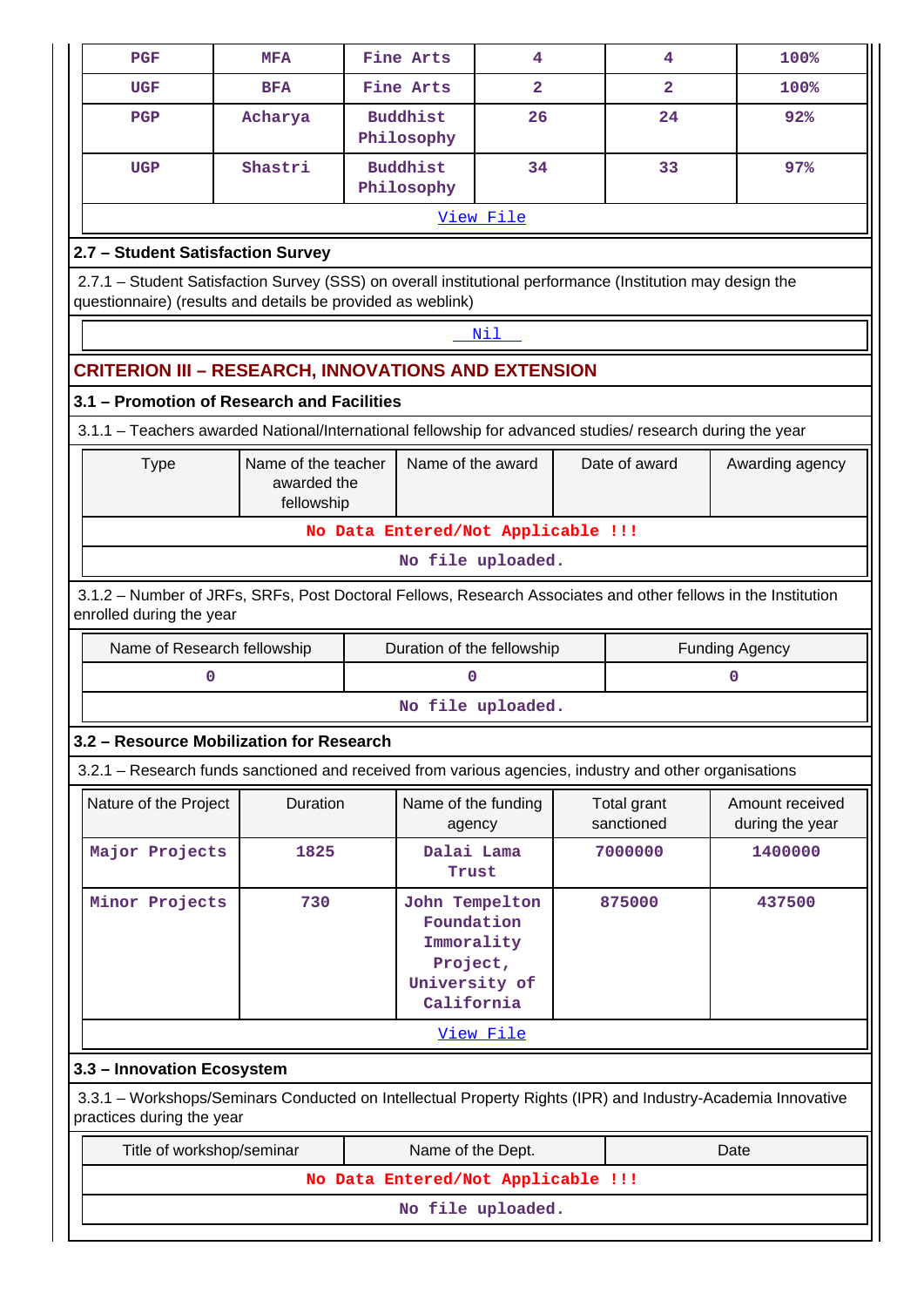| PGF | MFA | Fine Arts | 4 | 4 | 100% |
|---|---|---|---|---|---|
| UGF | BFA | Fine Arts | 2 | 2 | 100% |
| PGP | Acharya | Buddhist Philosophy | 26 | 24 | 92% |
| UGP | Shastri | Buddhist Philosophy | 34 | 33 | 97% |

View File

### 2.7 – Student Satisfaction Survey

2.7.1 – Student Satisfaction Survey (SSS) on overall institutional performance (Institution may design the questionnaire) (results and details be provided as weblink)

Nil

## CRITERION III – RESEARCH, INNOVATIONS AND EXTENSION

### 3.1 – Promotion of Research and Facilities

3.1.1 – Teachers awarded National/International fellowship for advanced studies/ research during the year

| Type | Name of the teacher awarded the fellowship | Name of the award | Date of award | Awarding agency |
|---|---|---|---|---|
| No Data Entered/Not Applicable !!! | | | | |

No file uploaded.

3.1.2 – Number of JRFs, SRFs, Post Doctoral Fellows, Research Associates and other fellows in the Institution enrolled during the year

| Name of Research fellowship | Duration of the fellowship | Funding Agency |
|---|---|---|
| 0 | 0 | 0 |

No file uploaded.

### 3.2 – Resource Mobilization for Research

3.2.1 – Research funds sanctioned and received from various agencies, industry and other organisations

| Nature of the Project | Duration | Name of the funding agency | Total grant sanctioned | Amount received during the year |
|---|---|---|---|---|
| Major Projects | 1825 | Dalai Lama Trust | 7000000 | 1400000 |
| Minor Projects | 730 | John Tempelton Foundation Immorality Project, University of California | 875000 | 437500 |

View File

### 3.3 – Innovation Ecosystem

3.3.1 – Workshops/Seminars Conducted on Intellectual Property Rights (IPR) and Industry-Academia Innovative practices during the year

| Title of workshop/seminar | Name of the Dept. | Date |
|---|---|---|
| No Data Entered/Not Applicable !!! | | |

No file uploaded.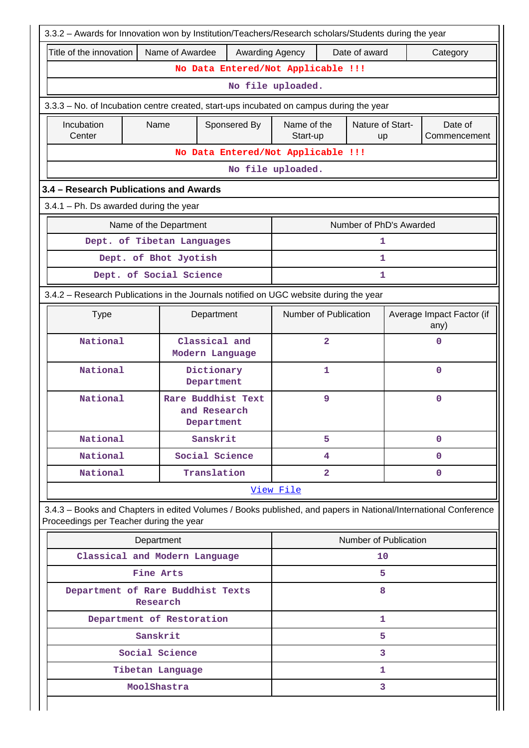3.3.2 – Awards for Innovation won by Institution/Teachers/Research scholars/Students during the year

| Title of the innovation | Name of Awardee | Awarding Agency | Date of award | Category |
|---|---|---|---|---|
| No Data Entered/Not Applicable !!! | | | | |
| No file uploaded. | | | | |

3.3.3 – No. of Incubation centre created, start-ups incubated on campus during the year

| Incubation Center | Name | Sponsered By | Name of the Start-up | Nature of Start-up | Date of Commencement |
|---|---|---|---|---|---|
| No Data Entered/Not Applicable !!! | | | | | |
| No file uploaded. | | | | | |

### 3.4 – Research Publications and Awards

3.4.1 – Ph. Ds awarded during the year

| Name of the Department | Number of PhD's Awarded |
|---|---|
| Dept. of Tibetan Languages | 1 |
| Dept. of Bhot Jyotish | 1 |
| Dept. of Social Science | 1 |

3.4.2 – Research Publications in the Journals notified on UGC website during the year

| Type | Department | Number of Publication | Average Impact Factor (if any) |
|---|---|---|---|
| National | Classical and Modern Language | 2 | 0 |
| National | Dictionary Department | 1 | 0 |
| National | Rare Buddhist Text and Research Department | 9 | 0 |
| National | Sanskrit | 5 | 0 |
| National | Social Science | 4 | 0 |
| National | Translation | 2 | 0 |
| View File | | | |

3.4.3 – Books and Chapters in edited Volumes / Books published, and papers in National/International Conference Proceedings per Teacher during the year

| Department | Number of Publication |
|---|---|
| Classical and Modern Language | 10 |
| Fine Arts | 5 |
| Department of Rare Buddhist Texts Research | 8 |
| Department of Restoration | 1 |
| Sanskrit | 5 |
| Social Science | 3 |
| Tibetan Language | 1 |
| MoolShastra | 3 |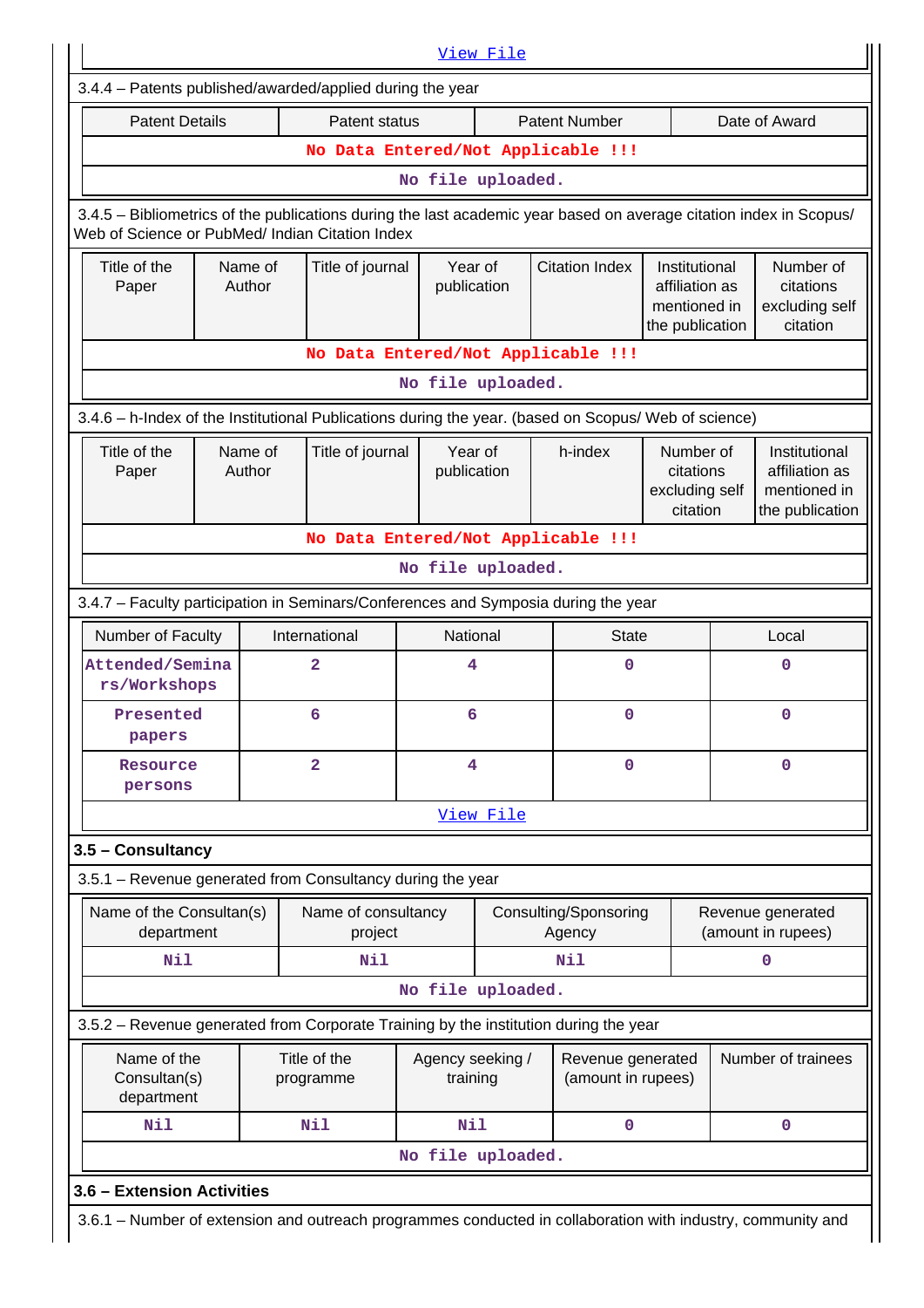View File

3.4.4 – Patents published/awarded/applied during the year

| Patent Details | Patent status | Patent Number | Date of Award |
|---|---|---|---|
| No Data Entered/Not Applicable !!! | | | |

No file uploaded.

3.4.5 – Bibliometrics of the publications during the last academic year based on average citation index in Scopus/ Web of Science or PubMed/ Indian Citation Index

| Title of the Paper | Name of Author | Title of journal | Year of publication | Citation Index | Institutional affiliation as mentioned in the publication | Number of citations excluding self citation |
|---|---|---|---|---|---|---|
| No Data Entered/Not Applicable !!! | | | | | | |

No file uploaded.

3.4.6 – h-Index of the Institutional Publications during the year. (based on Scopus/ Web of science)

| Title of the Paper | Name of Author | Title of journal | Year of publication | h-index | Number of citations excluding self citation | Institutional affiliation as mentioned in the publication |
|---|---|---|---|---|---|---|
| No Data Entered/Not Applicable !!! | | | | | | |

No file uploaded.

3.4.7 – Faculty participation in Seminars/Conferences and Symposia during the year

| Number of Faculty | International | National | State | Local |
|---|---|---|---|---|
| Attended/Seminars/Workshops | 2 | 4 | 0 | 0 |
| Presented papers | 6 | 6 | 0 | 0 |
| Resource persons | 2 | 4 | 0 | 0 |

View File

### 3.5 – Consultancy

3.5.1 – Revenue generated from Consultancy during the year

| Name of the Consultan(s) department | Name of consultancy project | Consulting/Sponsoring Agency | Revenue generated (amount in rupees) |
|---|---|---|---|
| Nil | Nil | Nil | 0 |

No file uploaded.

3.5.2 – Revenue generated from Corporate Training by the institution during the year

| Name of the Consultan(s) department | Title of the programme | Agency seeking / training | Revenue generated (amount in rupees) | Number of trainees |
|---|---|---|---|---|
| Nil | Nil | Nil | 0 | 0 |

No file uploaded.

### 3.6 – Extension Activities

3.6.1 – Number of extension and outreach programmes conducted in collaboration with industry, community and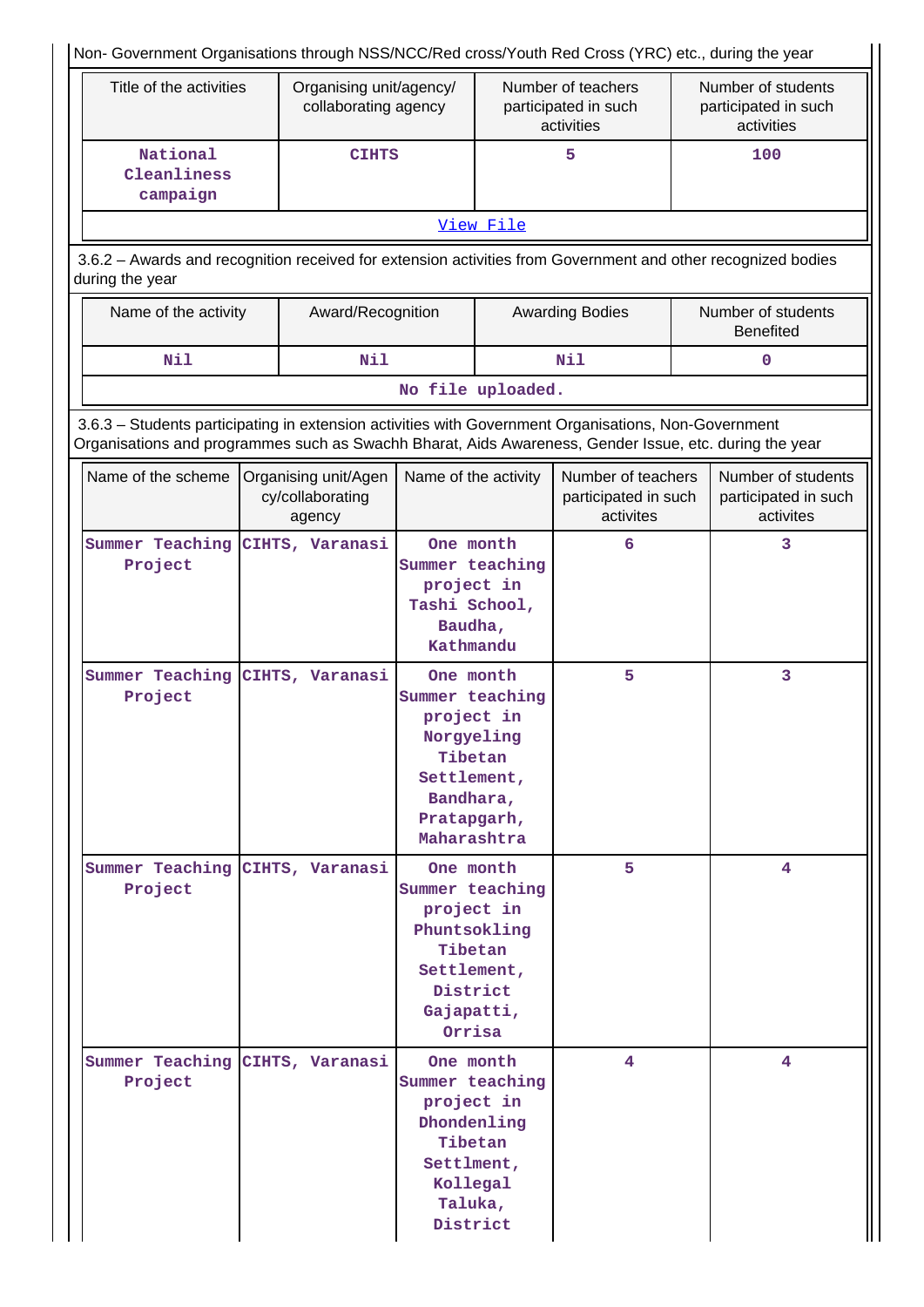Non- Government Organisations through NSS/NCC/Red cross/Youth Red Cross (YRC) etc., during the year

| Title of the activities | Organising unit/agency/ collaborating agency | Number of teachers participated in such activities | Number of students participated in such activities |
|---|---|---|---|
| National Cleanliness campaign | CIHTS | 5 | 100 |
| View File | | | |

3.6.2 – Awards and recognition received for extension activities from Government and other recognized bodies during the year

| Name of the activity | Award/Recognition | Awarding Bodies | Number of students Benefited |
|---|---|---|---|
| Nil | Nil | Nil | 0 |
| No file uploaded. | | | |

3.6.3 – Students participating in extension activities with Government Organisations, Non-Government Organisations and programmes such as Swachh Bharat, Aids Awareness, Gender Issue, etc. during the year

| Name of the scheme | Organising unit/Agency/collaborating agency | Name of the activity | Number of teachers participated in such activites | Number of students participated in such activites |
|---|---|---|---|---|
| Summer Teaching Project | CIHTS, Varanasi | One month Summer teaching project in Tashi School, Baudha, Kathmandu | 6 | 3 |
| Summer Teaching Project | CIHTS, Varanasi | One month Summer teaching project in Norgyeling Tibetan Settlement, Bandhara, Pratapgarh, Maharashtra | 5 | 3 |
| Summer Teaching Project | CIHTS, Varanasi | One month Summer teaching project in Phuntsokling Tibetan Settlement, District Gajapatti, Orrisa | 5 | 4 |
| Summer Teaching Project | CIHTS, Varanasi | One month Summer teaching project in Dhondenling Tibetan Settlment, Kollegal Taluka, District | 4 | 4 |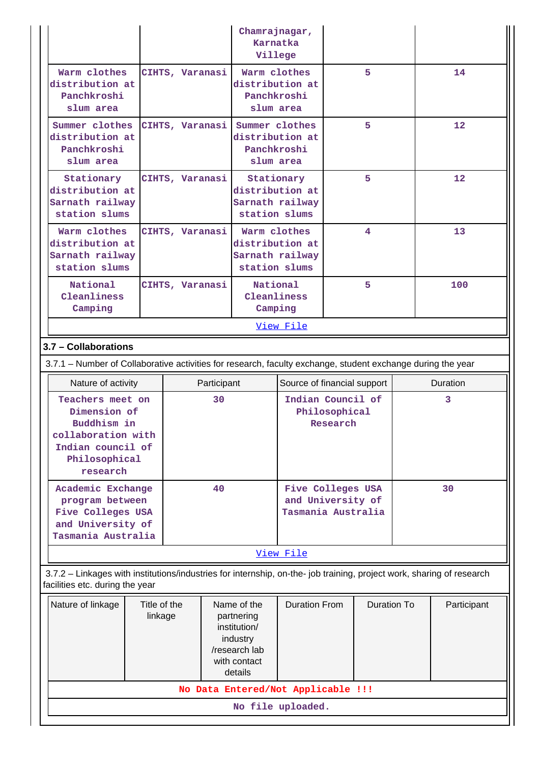| | | Chamrajnagar, Karnatka Village | | |
|---|---|---|---|---|
| Warm clothes distribution at Panchkroshi slum area | CIHTS, Varanasi | Warm clothes distribution at Panchkroshi slum area | 5 | 14 |
| Summer clothes distribution at Panchkroshi slum area | CIHTS, Varanasi | Summer clothes distribution at Panchkroshi slum area | 5 | 12 |
| Stationary distribution at Sarnath railway station slums | CIHTS, Varanasi | Stationary distribution at Sarnath railway station slums | 5 | 12 |
| Warm clothes distribution at Sarnath railway station slums | CIHTS, Varanasi | Warm clothes distribution at Sarnath railway station slums | 4 | 13 |
| National Cleanliness Camping | CIHTS, Varanasi | National Cleanliness Camping | 5 | 100 |

View File

## 3.7 – Collaborations

3.7.1 – Number of Collaborative activities for research, faculty exchange, student exchange during the year

| Nature of activity | Participant | Source of financial support | Duration |
|---|---|---|---|
| Teachers meet on Dimension of Buddhism in collaboration with Indian council of Philosophical research | 30 | Indian Council of Philosophical Research | 3 |
| Academic Exchange program between Five Colleges USA and University of Tasmania Australia | 40 | Five Colleges USA and University of Tasmania Australia | 30 |

View File

3.7.2 – Linkages with institutions/industries for internship, on-the- job training, project work, sharing of research facilities etc. during the year

| Nature of linkage | Title of the linkage | Name of the partnering institution/ industry /research lab with contact details | Duration From | Duration To | Participant |
|---|---|---|---|---|---|
| No Data Entered/Not Applicable !!! | | | | | |

No file uploaded.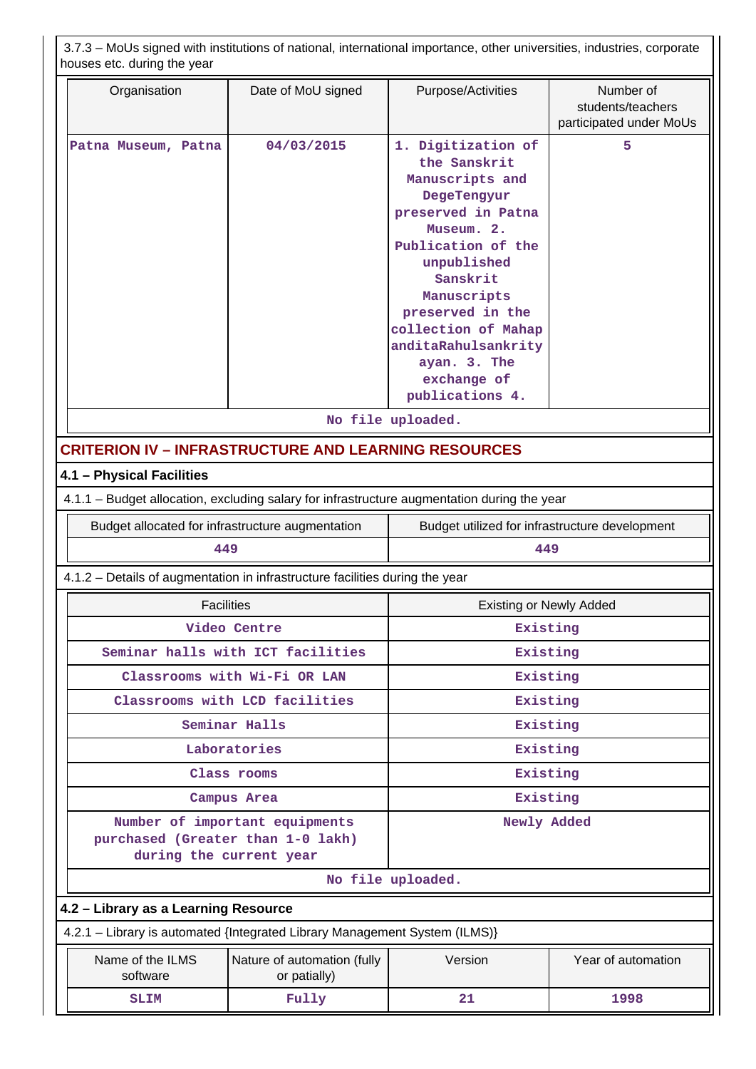3.7.3 – MoUs signed with institutions of national, international importance, other universities, industries, corporate houses etc. during the year

| Organisation | Date of MoU signed | Purpose/Activities | Number of students/teachers participated under MoUs |
|---|---|---|---|
| Patna Museum, Patna | 04/03/2015 | 1. Digitization of the Sanskrit Manuscripts and DegeTengyur preserved in Patna Museum. 2. Publication of the unpublished Sanskrit Manuscripts preserved in the collection of MahapanditaRahulsankrityayan. 3. The exchange of publications 4. | 5 |

No file uploaded.

## CRITERION IV – INFRASTRUCTURE AND LEARNING RESOURCES

### 4.1 – Physical Facilities

4.1.1 – Budget allocation, excluding salary for infrastructure augmentation during the year

| Budget allocated for infrastructure augmentation | Budget utilized for infrastructure development |
|---|---|
| 449 | 449 |

4.1.2 – Details of augmentation in infrastructure facilities during the year

| Facilities | Existing or Newly Added |
|---|---|
| Video Centre | Existing |
| Seminar halls with ICT facilities | Existing |
| Classrooms with Wi-Fi OR LAN | Existing |
| Classrooms with LCD facilities | Existing |
| Seminar Halls | Existing |
| Laboratories | Existing |
| Class rooms | Existing |
| Campus Area | Existing |
| Number of important equipments purchased (Greater than 1-0 lakh) during the current year | Newly Added |

No file uploaded.

### 4.2 – Library as a Learning Resource

4.2.1 – Library is automated {Integrated Library Management System (ILMS)}

| Name of the ILMS software | Nature of automation (fully or patially) | Version | Year of automation |
|---|---|---|---|
| SLIM | Fully | 21 | 1998 |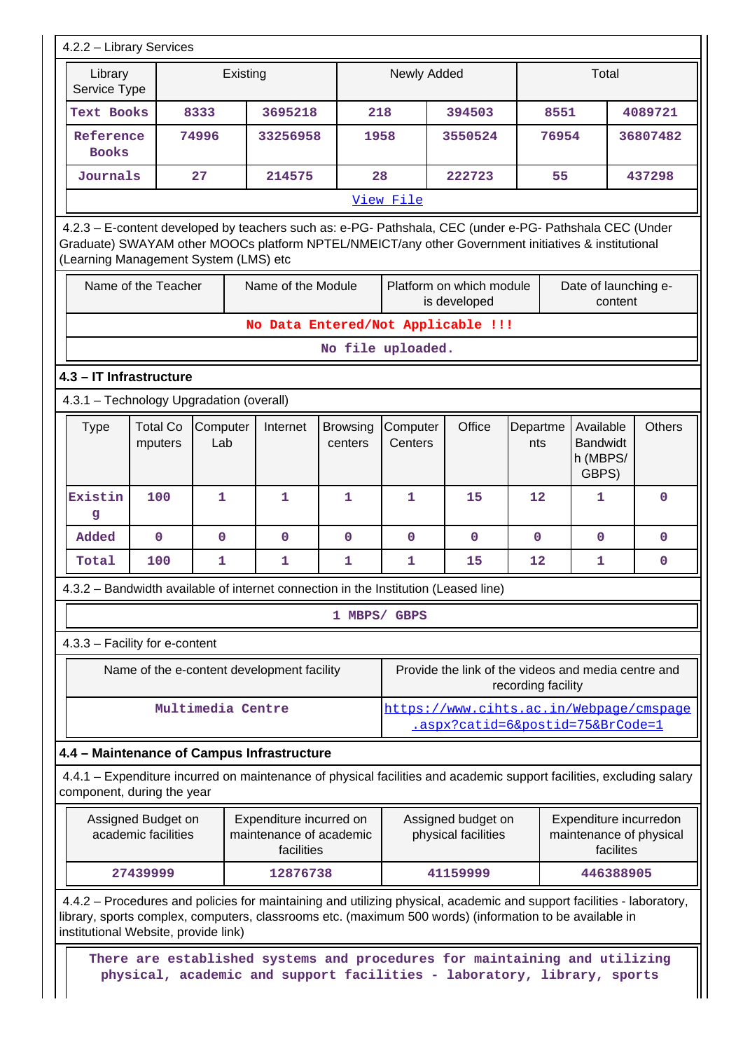4.2.2 – Library Services

| Library Service Type | Existing | | Newly Added | | Total | |
|---|---|---|---|---|---|---|
| Text Books | 8333 | 3695218 | 218 | 394503 | 8551 | 4089721 |
| Reference Books | 74996 | 33256958 | 1958 | 3550524 | 76954 | 36807482 |
| Journals | 27 | 214575 | 28 | 222723 | 55 | 437298 |

View File

4.2.3 – E-content developed by teachers such as: e-PG- Pathshala, CEC (under e-PG- Pathshala CEC (Under Graduate) SWAYAM other MOOCs platform NPTEL/NMEICT/any other Government initiatives & institutional (Learning Management System (LMS) etc

| Name of the Teacher | Name of the Module | Platform on which module is developed | Date of launching e-content |
|---|---|---|---|
| No Data Entered/Not Applicable !!! | | | |

No file uploaded.

### 4.3 – IT Infrastructure

4.3.1 – Technology Upgradation (overall)

| Type | Total Computers | Computer Lab | Internet | Browsing centers | Computer Centers | Office | Departments | Available Bandwidth (MBPS/ GBPS) | Others |
|---|---|---|---|---|---|---|---|---|---|
| Existing | 100 | 1 | 1 | 1 | 1 | 15 | 12 | 1 | 0 |
| Added | 0 | 0 | 0 | 0 | 0 | 0 | 0 | 0 | 0 |
| Total | 100 | 1 | 1 | 1 | 1 | 15 | 12 | 1 | 0 |

4.3.2 – Bandwidth available of internet connection in the Institution (Leased line)

1 MBPS/ GBPS

4.3.3 – Facility for e-content

| Name of the e-content development facility | Provide the link of the videos and media centre and recording facility |
|---|---|
| Multimedia Centre | https://www.cihts.ac.in/Webpage/cmspage.aspx?catid=6&postid=75&BrCode=1 |

### 4.4 – Maintenance of Campus Infrastructure

4.4.1 – Expenditure incurred on maintenance of physical facilities and academic support facilities, excluding salary component, during the year

| Assigned Budget on academic facilities | Expenditure incurred on maintenance of academic facilities | Assigned budget on physical facilities | Expenditure incurredon maintenance of physical facilites |
|---|---|---|---|
| 27439999 | 12876738 | 41159999 | 446388905 |

4.4.2 – Procedures and policies for maintaining and utilizing physical, academic and support facilities - laboratory, library, sports complex, computers, classrooms etc. (maximum 500 words) (information to be available in institutional Website, provide link)

There are established systems and procedures for maintaining and utilizing physical, academic and support facilities - laboratory, library, sports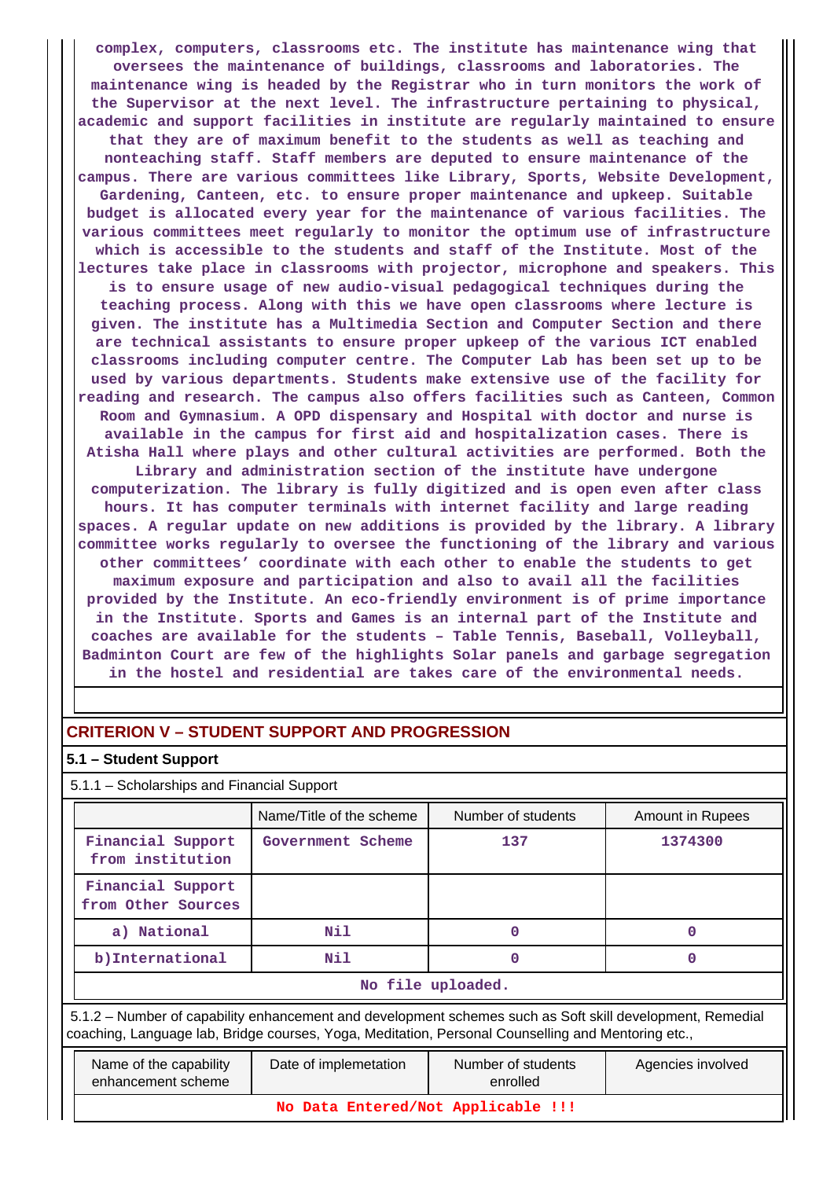complex, computers, classrooms etc. The institute has maintenance wing that oversees the maintenance of buildings, classrooms and laboratories. The maintenance wing is headed by the Registrar who in turn monitors the work of the Supervisor at the next level. The infrastructure pertaining to physical, academic and support facilities in institute are regularly maintained to ensure that they are of maximum benefit to the students as well as teaching and nonteaching staff. Staff members are deputed to ensure maintenance of the campus. There are various committees like Library, Sports, Website Development, Gardening, Canteen, etc. to ensure proper maintenance and upkeep. Suitable budget is allocated every year for the maintenance of various facilities. The various committees meet regularly to monitor the optimum use of infrastructure which is accessible to the students and staff of the Institute. Most of the lectures take place in classrooms with projector, microphone and speakers. This is to ensure usage of new audio-visual pedagogical techniques during the teaching process. Along with this we have open classrooms where lecture is given. The institute has a Multimedia Section and Computer Section and there are technical assistants to ensure proper upkeep of the various ICT enabled classrooms including computer centre. The Computer Lab has been set up to be used by various departments. Students make extensive use of the facility for reading and research. The campus also offers facilities such as Canteen, Common Room and Gymnasium. A OPD dispensary and Hospital with doctor and nurse is available in the campus for first aid and hospitalization cases. There is Atisha Hall where plays and other cultural activities are performed. Both the Library and administration section of the institute have undergone computerization. The library is fully digitized and is open even after class hours. It has computer terminals with internet facility and large reading spaces. A regular update on new additions is provided by the library. A library committee works regularly to oversee the functioning of the library and various other committees' coordinate with each other to enable the students to get maximum exposure and participation and also to avail all the facilities provided by the Institute. An eco-friendly environment is of prime importance in the Institute. Sports and Games is an internal part of the Institute and coaches are available for the students – Table Tennis, Baseball, Volleyball, Badminton Court are few of the highlights Solar panels and garbage segregation in the hostel and residential are takes care of the environmental needs.

## CRITERION V – STUDENT SUPPORT AND PROGRESSION

### 5.1 – Student Support

5.1.1 – Scholarships and Financial Support

| | Name/Title of the scheme | Number of students | Amount in Rupees |
|---|---|---|---|
| Financial Support from institution | Government Scheme | 137 | 1374300 |
| Financial Support from Other Sources | | | |
| a) National | Nil | 0 | 0 |
| b)International | Nil | 0 | 0 |

No file uploaded.

5.1.2 – Number of capability enhancement and development schemes such as Soft skill development, Remedial coaching, Language lab, Bridge courses, Yoga, Meditation, Personal Counselling and Mentoring etc.,

| Name of the capability enhancement scheme | Date of implemetation | Number of students enrolled | Agencies involved |
|---|---|---|---|
| No Data Entered/Not Applicable !!! | | | |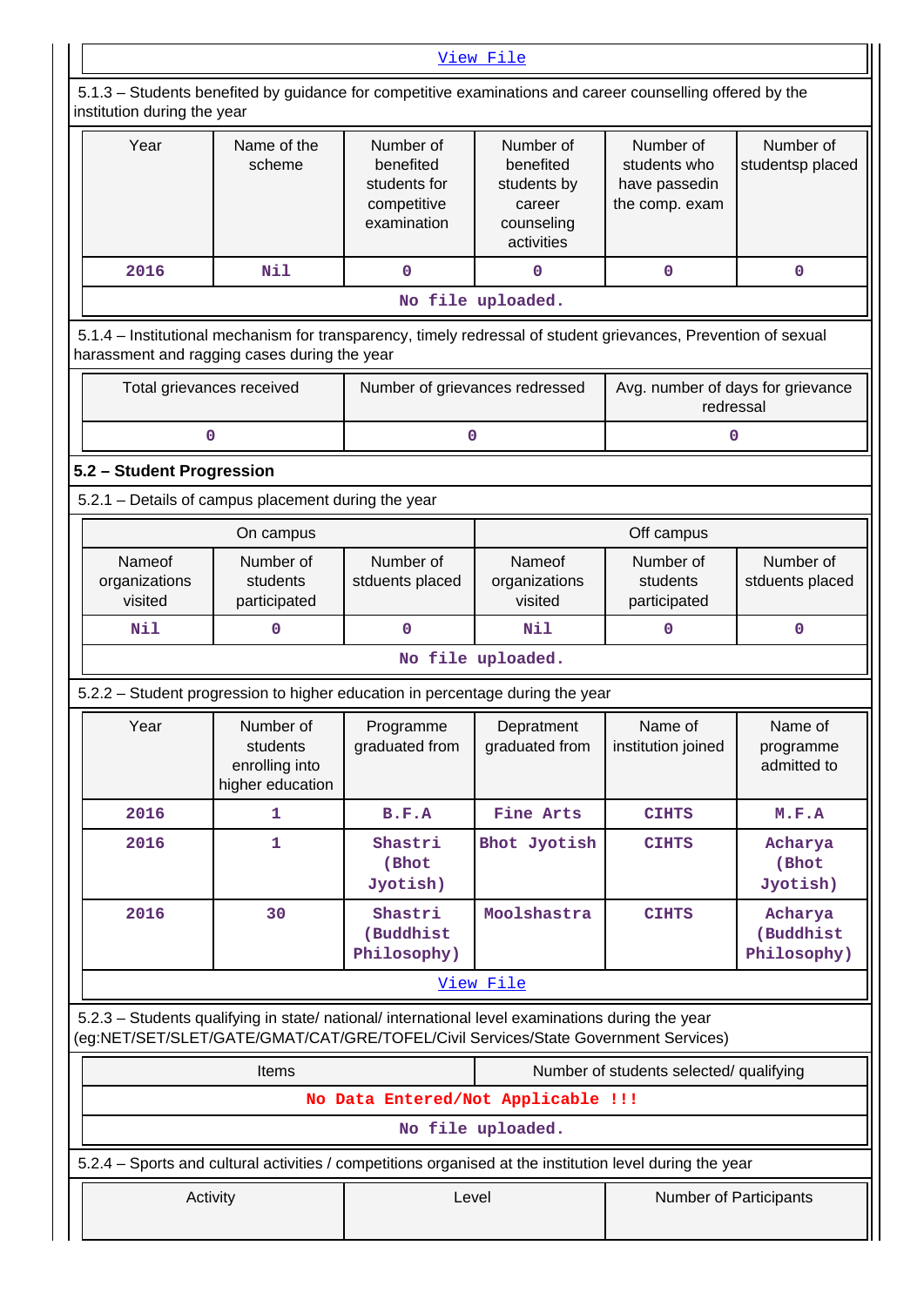View File

5.1.3 – Students benefited by guidance for competitive examinations and career counselling offered by the institution during the year

| Year | Name of the scheme | Number of benefited students for competitive examination | Number of benefited students by career counseling activities | Number of students who have passedin the comp. exam | Number of studentsp placed |
|---|---|---|---|---|---|
| 2016 | Nil | 0 | 0 | 0 | 0 |
| No file uploaded. | | | | | |

5.1.4 – Institutional mechanism for transparency, timely redressal of student grievances, Prevention of sexual harassment and ragging cases during the year

| Total grievances received | Number of grievances redressed | Avg. number of days for grievance redressal |
|---|---|---|
| 0 | 0 | 0 |

**5.2 – Student Progression**

5.2.1 – Details of campus placement during the year

| On campus | | | Off campus | | |
|---|---|---|---|---|---|
| Nameof organizations visited | Number of students participated | Number of stduents placed | Nameof organizations visited | Number of students participated | Number of stduents placed |
| Nil | 0 | 0 | Nil | 0 | 0 |
| No file uploaded. | | | | | |

5.2.2 – Student progression to higher education in percentage during the year

| Year | Number of students enrolling into higher education | Programme graduated from | Depratment graduated from | Name of institution joined | Name of programme admitted to |
|---|---|---|---|---|---|
| 2016 | 1 | B.F.A | Fine Arts | CIHTS | M.F.A |
| 2016 | 1 | Shastri (Bhot Jyotish) | Bhot Jyotish | CIHTS | Acharya (Bhot Jyotish) |
| 2016 | 30 | Shastri (Buddhist Philosophy) | Moolshastra | CIHTS | Acharya (Buddhist Philosophy) |
| View File | | | | | |

5.2.3 – Students qualifying in state/ national/ international level examinations during the year (eg:NET/SET/SLET/GATE/GMAT/CAT/GRE/TOFEL/Civil Services/State Government Services)

| Items | Number of students selected/ qualifying |
|---|---|
| No Data Entered/Not Applicable !!! | |
| No file uploaded. | |

5.2.4 – Sports and cultural activities / competitions organised at the institution level during the year

| Activity | Level | Number of Participants |
|---|---|---|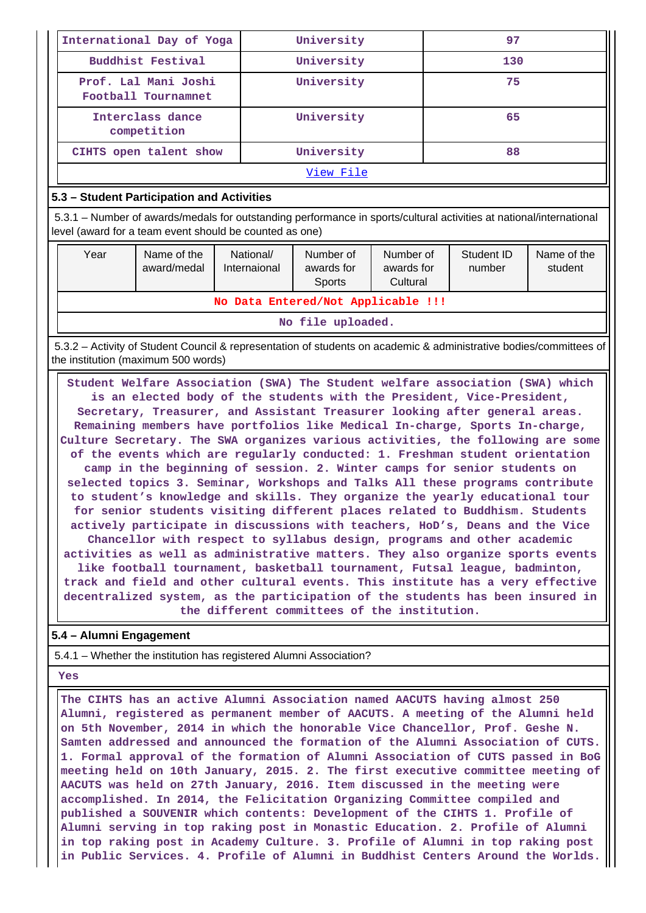| International Day of Yoga | University | 97 |
|---|---|---|
| Buddhist Festival | University | 130 |
| Prof. Lal Mani Joshi Football Tournamnet | University | 75 |
| Interclass dance competition | University | 65 |
| CIHTS open talent show | University | 88 |
| View File | | |

## 5.3 – Student Participation and Activities

5.3.1 – Number of awards/medals for outstanding performance in sports/cultural activities at national/international level (award for a team event should be counted as one)

| Year | Name of the award/medal | National/ Internaional | Number of awards for Sports | Number of awards for Cultural | Student ID number | Name of the student |
|---|---|---|---|---|---|---|
| No Data Entered/Not Applicable !!! | | | | | | |
| No file uploaded. | | | | | | |

5.3.2 – Activity of Student Council & representation of students on academic & administrative bodies/committees of the institution (maximum 500 words)

Student Welfare Association (SWA) The Student welfare association (SWA) which is an elected body of the students with the President, Vice-President, Secretary, Treasurer, and Assistant Treasurer looking after general areas. Remaining members have portfolios like Medical In-charge, Sports In-charge, Culture Secretary. The SWA organizes various activities, the following are some of the events which are regularly conducted: 1. Freshman student orientation camp in the beginning of session. 2. Winter camps for senior students on selected topics 3. Seminar, Workshops and Talks All these programs contribute to student's knowledge and skills. They organize the yearly educational tour for senior students visiting different places related to Buddhism. Students actively participate in discussions with teachers, HoD's, Deans and the Vice Chancellor with respect to syllabus design, programs and other academic activities as well as administrative matters. They also organize sports events like football tournament, basketball tournament, Futsal league, badminton, track and field and other cultural events. This institute has a very effective decentralized system, as the participation of the students has been insured in the different committees of the institution.

## 5.4 – Alumni Engagement

5.4.1 – Whether the institution has registered Alumni Association?

Yes

The CIHTS has an active Alumni Association named AACUTS having almost 250 Alumni, registered as permanent member of AACUTS. A meeting of the Alumni held on 5th November, 2014 in which the honorable Vice Chancellor, Prof. Geshe N. Samten addressed and announced the formation of the Alumni Association of CUTS. 1. Formal approval of the formation of Alumni Association of CUTS passed in BoG meeting held on 10th January, 2015. 2. The first executive committee meeting of AACUTS was held on 27th January, 2016. Item discussed in the meeting were accomplished. In 2014, the Felicitation Organizing Committee compiled and published a SOUVENIR which contents: Development of the CIHTS 1. Profile of Alumni serving in top raking post in Monastic Education. 2. Profile of Alumni in top raking post in Academy Culture. 3. Profile of Alumni in top raking post in Public Services. 4. Profile of Alumni in Buddhist Centers Around the Worlds.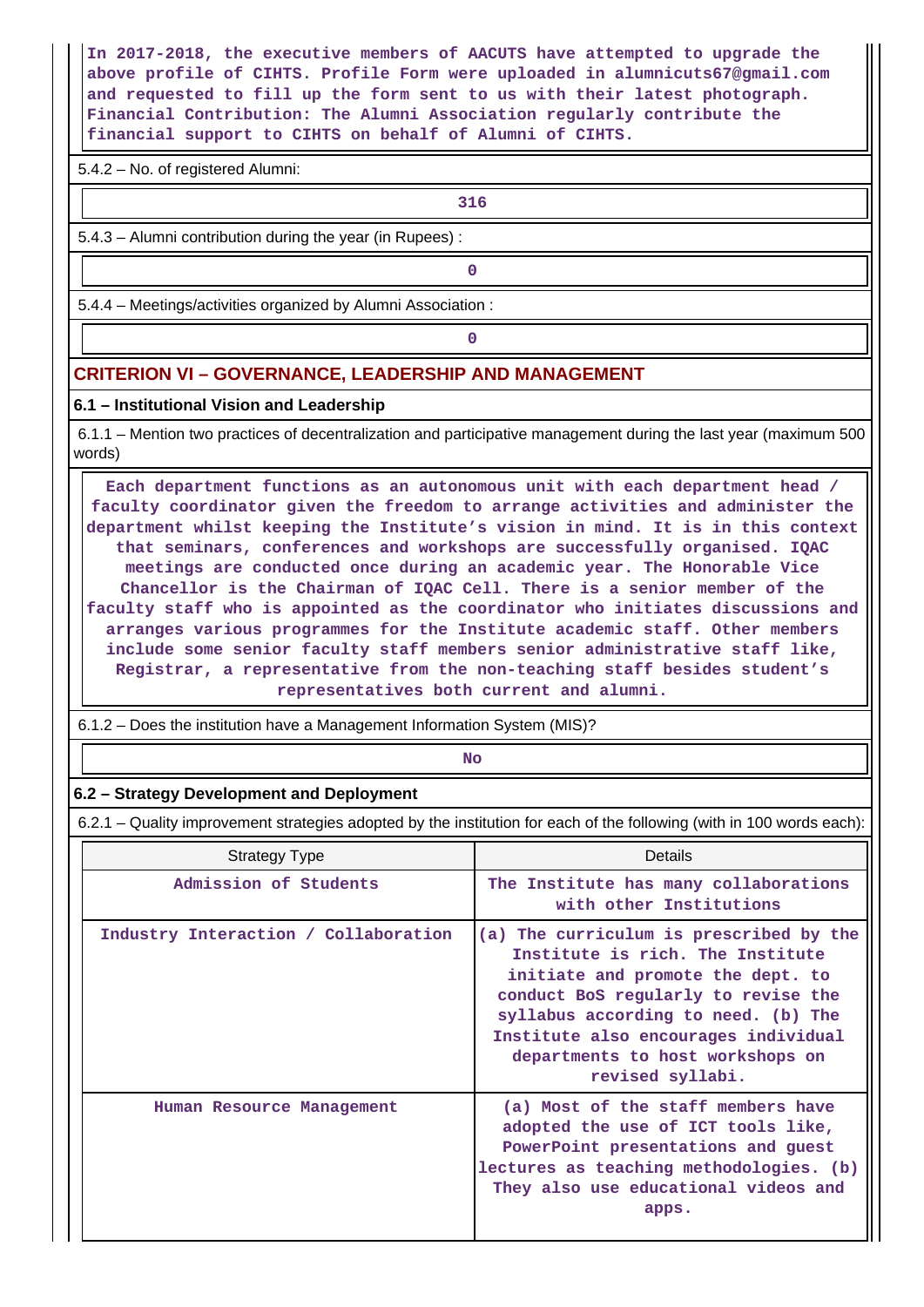In 2017-2018, the executive members of AACUTS have attempted to upgrade the above profile of CIHTS. Profile Form were uploaded in alumnicuts67@gmail.com and requested to fill up the form sent to us with their latest photograph. Financial Contribution: The Alumni Association regularly contribute the financial support to CIHTS on behalf of Alumni of CIHTS.

5.4.2 – No. of registered Alumni:

316

5.4.3 – Alumni contribution during the year (in Rupees) :

0

5.4.4 – Meetings/activities organized by Alumni Association :

0

## CRITERION VI – GOVERNANCE, LEADERSHIP AND MANAGEMENT

### 6.1 – Institutional Vision and Leadership

6.1.1 – Mention two practices of decentralization and participative management during the last year (maximum 500 words)

Each department functions as an autonomous unit with each department head / faculty coordinator given the freedom to arrange activities and administer the department whilst keeping the Institute's vision in mind. It is in this context that seminars, conferences and workshops are successfully organised. IQAC meetings are conducted once during an academic year. The Honorable Vice Chancellor is the Chairman of IQAC Cell. There is a senior member of the faculty staff who is appointed as the coordinator who initiates discussions and arranges various programmes for the Institute academic staff. Other members include some senior faculty staff members senior administrative staff like, Registrar, a representative from the non-teaching staff besides student's representatives both current and alumni.

6.1.2 – Does the institution have a Management Information System (MIS)?

No

### 6.2 – Strategy Development and Deployment

6.2.1 – Quality improvement strategies adopted by the institution for each of the following (with in 100 words each):

| Strategy Type | Details |
| --- | --- |
| Admission of Students | The Institute has many collaborations with other Institutions |
| Industry Interaction / Collaboration | (a) The curriculum is prescribed by the Institute is rich. The Institute initiate and promote the dept. to conduct BoS regularly to revise the syllabus according to need. (b) The Institute also encourages individual departments to host workshops on revised syllabi. |
| Human Resource Management | (a) Most of the staff members have adopted the use of ICT tools like, PowerPoint presentations and guest lectures as teaching methodologies. (b) They also use educational videos and apps. |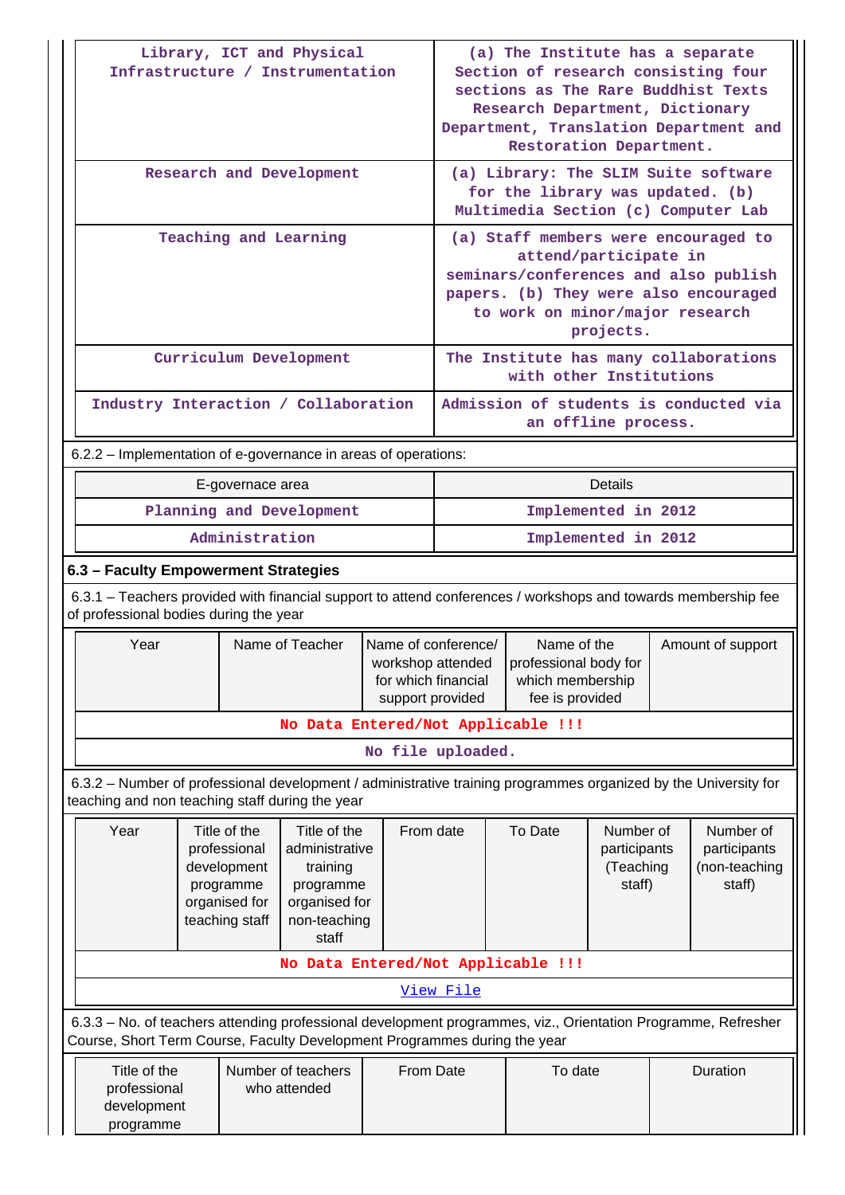| Library, ICT and Physical Infrastructure / Instrumentation | (a) The Institute has a separate Section of research consisting four sections as The Rare Buddhist Texts Research Department, Dictionary Department, Translation Department and Restoration Department. |
|---|---|
| Research and Development | (a) Library: The SLIM Suite software for the library was updated. (b) Multimedia Section (c) Computer Lab |
| Teaching and Learning | (a) Staff members were encouraged to attend/participate in seminars/conferences and also publish papers. (b) They were also encouraged to work on minor/major research projects. |
| Curriculum Development | The Institute has many collaborations with other Institutions |
| Industry Interaction / Collaboration | Admission of students is conducted via an offline process. |

6.2.2 – Implementation of e-governance in areas of operations:

| E-governace area | Details |
|---|---|
| Planning and Development | Implemented in 2012 |
| Administration | Implemented in 2012 |

### 6.3 – Faculty Empowerment Strategies

6.3.1 – Teachers provided with financial support to attend conferences / workshops and towards membership fee of professional bodies during the year

| Year | Name of Teacher | Name of conference/ workshop attended for which financial support provided | Name of the professional body for which membership fee is provided | Amount of support |
|---|---|---|---|---|
| No Data Entered/Not Applicable !!! | | | | |
| No file uploaded. | | | | |

6.3.2 – Number of professional development / administrative training programmes organized by the University for teaching and non teaching staff during the year

| Year | Title of the professional development programme organised for teaching staff | Title of the administrative training programme organised for non-teaching staff | From date | To Date | Number of participants (Teaching staff) | Number of participants (non-teaching staff) |
|---|---|---|---|---|---|---|
| No Data Entered/Not Applicable !!! | | | | | | |
| View File | | | | | | |

6.3.3 – No. of teachers attending professional development programmes, viz., Orientation Programme, Refresher Course, Short Term Course, Faculty Development Programmes during the year

| Title of the professional development programme | Number of teachers who attended | From Date | To date | Duration |
|---|---|---|---|---|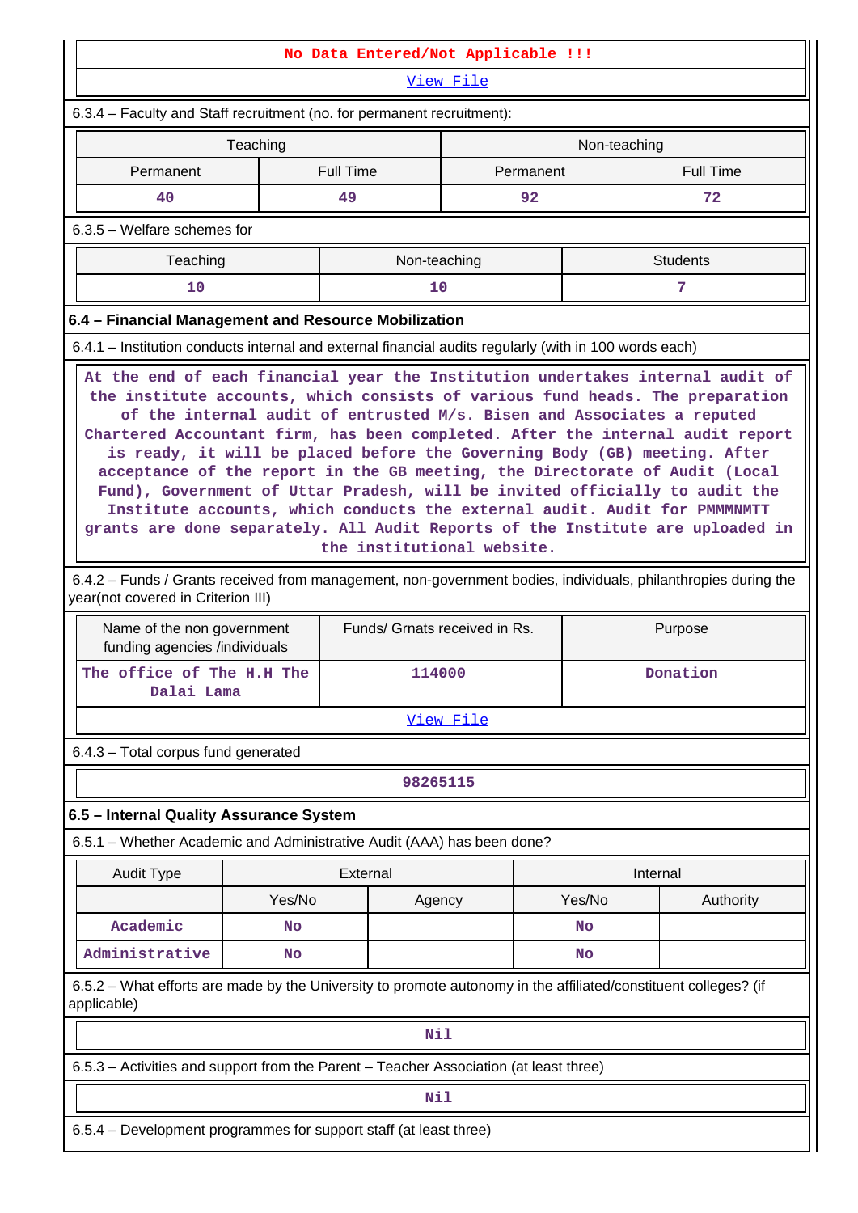No Data Entered/Not Applicable !!!

View File

6.3.4 – Faculty and Staff recruitment (no. for permanent recruitment):

| Teaching | | Non-teaching | |
|---|---|---|---|
| Permanent | Full Time | Permanent | Full Time |
| 40 | 49 | 92 | 72 |

6.3.5 – Welfare schemes for

| Teaching | Non-teaching | Students |
|---|---|---|
| 10 | 10 | 7 |

**6.4 – Financial Management and Resource Mobilization**

6.4.1 – Institution conducts internal and external financial audits regularly (with in 100 words each)

At the end of each financial year the Institution undertakes internal audit of the institute accounts, which consists of various fund heads. The preparation of the internal audit of entrusted M/s. Bisen and Associates a reputed Chartered Accountant firm, has been completed. After the internal audit report is ready, it will be placed before the Governing Body (GB) meeting. After acceptance of the report in the GB meeting, the Directorate of Audit (Local Fund), Government of Uttar Pradesh, will be invited officially to audit the Institute accounts, which conducts the external audit. Audit for PMMMNMTT grants are done separately. All Audit Reports of the Institute are uploaded in the institutional website.

6.4.2 – Funds / Grants received from management, non-government bodies, individuals, philanthropies during the year(not covered in Criterion III)

| Name of the non government funding agencies /individuals | Funds/ Grnats received in Rs. | Purpose |
|---|---|---|
| The office of The H.H The Dalai Lama | 114000 | Donation |

View File

6.4.3 – Total corpus fund generated

98265115

**6.5 – Internal Quality Assurance System**

6.5.1 – Whether Academic and Administrative Audit (AAA) has been done?

| Audit Type | External | | Internal | |
|---|---|---|---|---|
| | Yes/No | Agency | Yes/No | Authority |
| Academic | No | | No | |
| Administrative | No | | No | |

6.5.2 – What efforts are made by the University to promote autonomy in the affiliated/constituent colleges? (if applicable)

Nil

6.5.3 – Activities and support from the Parent – Teacher Association (at least three)

Nil

6.5.4 – Development programmes for support staff (at least three)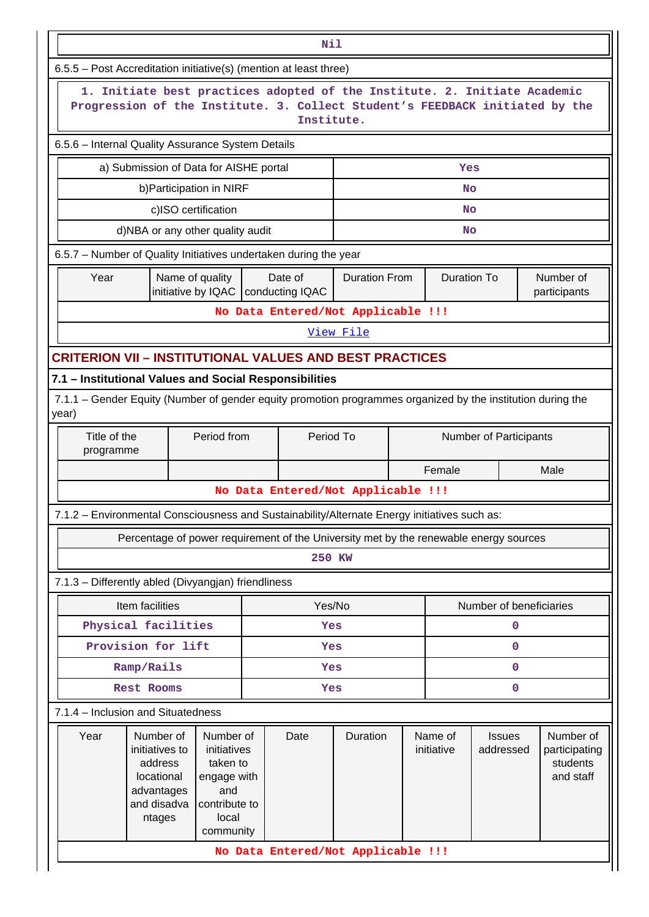| Nil |
|---|

6.5.5 – Post Accreditation initiative(s) (mention at least three)

| 1. Initiate best practices adopted of the Institute. 2. Initiate Academic Progression of the Institute. 3. Collect Student's FEEDBACK initiated by the Institute. |
|---|

6.5.6 – Internal Quality Assurance System Details

| | |
|---|---|
| a) Submission of Data for AISHE portal | Yes |
| b)Participation in NIRF | No |
| c)ISO certification | No |
| d)NBA or any other quality audit | No |

6.5.7 – Number of Quality Initiatives undertaken during the year

| Year | Name of quality initiative by IQAC | Date of conducting IQAC | Duration From | Duration To | Number of participants |
|---|---|---|---|---|---|
| No Data Entered/Not Applicable !!! | | | | | |
| View File | | | | | |

## CRITERION VII – INSTITUTIONAL VALUES AND BEST PRACTICES

### 7.1 – Institutional Values and Social Responsibilities

7.1.1 – Gender Equity (Number of gender equity promotion programmes organized by the institution during the year)

| Title of the programme | Period from | Period To | Number of Participants | |
|---|---|---|---|---|
| | | | Female | Male |
| No Data Entered/Not Applicable !!! | | | | |

7.1.2 – Environmental Consciousness and Sustainability/Alternate Energy initiatives such as:

| Percentage of power requirement of the University met by the renewable energy sources |
|---|
| 250 KW |

7.1.3 – Differently abled (Divyangjan) friendliness

| Item facilities | Yes/No | Number of beneficiaries |
|---|---|---|
| Physical facilities | Yes | 0 |
| Provision for lift | Yes | 0 |
| Ramp/Rails | Yes | 0 |
| Rest Rooms | Yes | 0 |

7.1.4 – Inclusion and Situatedness

| Year | Number of initiatives to address locational advantages and disadvantages | Number of initiatives taken to engage with and contribute to local community | Date | Duration | Name of initiative | Issues addressed | Number of participating students and staff |
|---|---|---|---|---|---|---|---|
| No Data Entered/Not Applicable !!! | | | | | | | |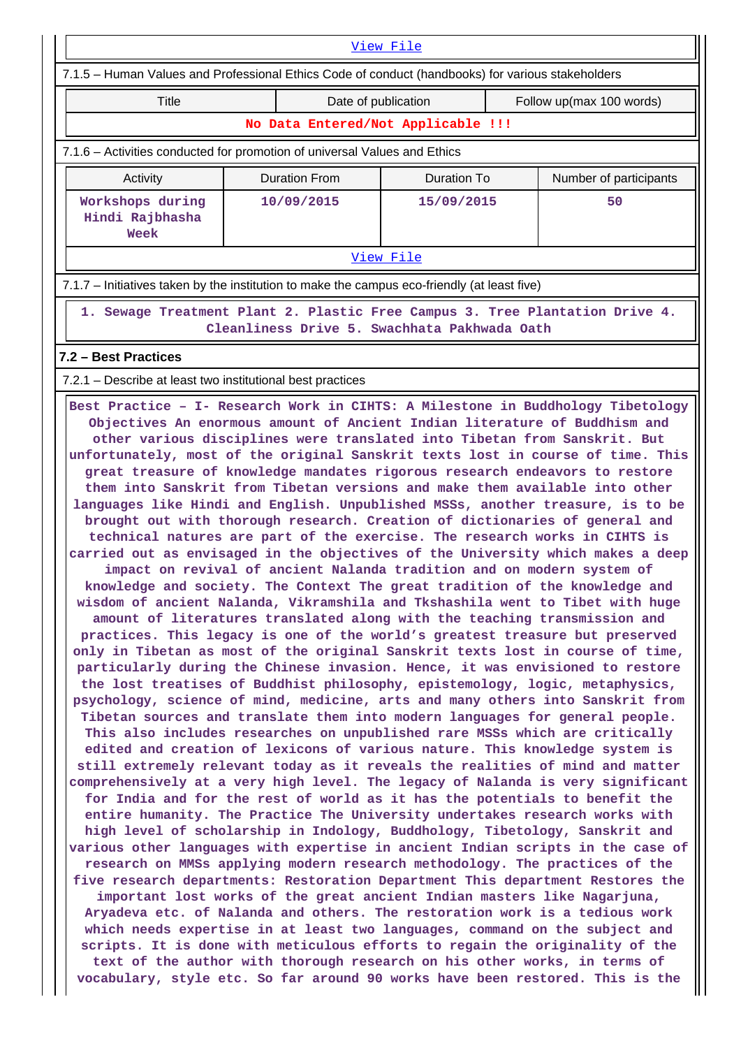[View File]

7.1.5 – Human Values and Professional Ethics Code of conduct (handbooks) for various stakeholders

| Title | Date of publication | Follow up(max 100 words) |
|---|---|---|
| No Data Entered/Not Applicable !!! | | |

7.1.6 – Activities conducted for promotion of universal Values and Ethics

| Activity | Duration From | Duration To | Number of participants |
|---|---|---|---|
| Workshops during Hindi Rajbhasha Week | 10/09/2015 | 15/09/2015 | 50 |

[View File]

7.1.7 – Initiatives taken by the institution to make the campus eco-friendly (at least five)

1. Sewage Treatment Plant 2. Plastic Free Campus 3. Tree Plantation Drive 4. Cleanliness Drive 5. Swachhata Pakhwada Oath

## 7.2 – Best Practices

7.2.1 – Describe at least two institutional best practices

Best Practice – I- Research Work in CIHTS: A Milestone in Buddhology Tibetology Objectives An enormous amount of Ancient Indian literature of Buddhism and other various disciplines were translated into Tibetan from Sanskrit. But unfortunately, most of the original Sanskrit texts lost in course of time. This great treasure of knowledge mandates rigorous research endeavors to restore them into Sanskrit from Tibetan versions and make them available into other languages like Hindi and English. Unpublished MSSs, another treasure, is to be brought out with thorough research. Creation of dictionaries of general and technical natures are part of the exercise. The research works in CIHTS is carried out as envisaged in the objectives of the University which makes a deep impact on revival of ancient Nalanda tradition and on modern system of knowledge and society. The Context The great tradition of the knowledge and wisdom of ancient Nalanda, Vikramshila and Tkshashila went to Tibet with huge amount of literatures translated along with the teaching transmission and practices. This legacy is one of the world's greatest treasure but preserved only in Tibetan as most of the original Sanskrit texts lost in course of time, particularly during the Chinese invasion. Hence, it was envisioned to restore the lost treatises of Buddhist philosophy, epistemology, logic, metaphysics, psychology, science of mind, medicine, arts and many others into Sanskrit from Tibetan sources and translate them into modern languages for general people. This also includes researches on unpublished rare MSSs which are critically edited and creation of lexicons of various nature. This knowledge system is still extremely relevant today as it reveals the realities of mind and matter comprehensively at a very high level. The legacy of Nalanda is very significant for India and for the rest of world as it has the potentials to benefit the entire humanity. The Practice The University undertakes research works with high level of scholarship in Indology, Buddhology, Tibetology, Sanskrit and various other languages with expertise in ancient Indian scripts in the case of research on MMSs applying modern research methodology. The practices of the five research departments: Restoration Department This department Restores the important lost works of the great ancient Indian masters like Nagarjuna, Aryadeva etc. of Nalanda and others. The restoration work is a tedious work which needs expertise in at least two languages, command on the subject and scripts. It is done with meticulous efforts to regain the originality of the text of the author with thorough research on his other works, in terms of vocabulary, style etc. So far around 90 works have been restored. This is the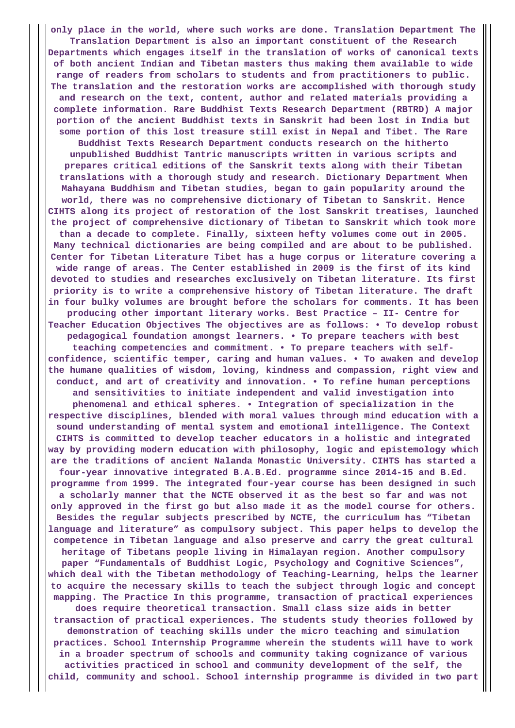only place in the world, where such works are done. Translation Department The Translation Department is also an important constituent of the Research Departments which engages itself in the translation of works of canonical texts of both ancient Indian and Tibetan masters thus making them available to wide range of readers from scholars to students and from practitioners to public. The translation and the restoration works are accomplished with thorough study and research on the text, content, author and related materials providing a complete information. Rare Buddhist Texts Research Department (RBTRD) A major portion of the ancient Buddhist texts in Sanskrit had been lost in India but some portion of this lost treasure still exist in Nepal and Tibet. The Rare Buddhist Texts Research Department conducts research on the hitherto unpublished Buddhist Tantric manuscripts written in various scripts and prepares critical editions of the Sanskrit texts along with their Tibetan translations with a thorough study and research. Dictionary Department When Mahayana Buddhism and Tibetan studies, began to gain popularity around the world, there was no comprehensive dictionary of Tibetan to Sanskrit. Hence CIHTS along its project of restoration of the lost Sanskrit treatises, launched the project of comprehensive dictionary of Tibetan to Sanskrit which took more than a decade to complete. Finally, sixteen hefty volumes come out in 2005. Many technical dictionaries are being compiled and are about to be published. Center for Tibetan Literature Tibet has a huge corpus or literature covering a wide range of areas. The Center established in 2009 is the first of its kind devoted to studies and researches exclusively on Tibetan literature. Its first priority is to write a comprehensive history of Tibetan literature. The draft in four bulky volumes are brought before the scholars for comments. It has been producing other important literary works. Best Practice – II- Centre for Teacher Education Objectives The objectives are as follows: • To develop robust pedagogical foundation amongst learners. • To prepare teachers with best teaching competencies and commitment. • To prepare teachers with self-confidence, scientific temper, caring and human values. • To awaken and develop the humane qualities of wisdom, loving, kindness and compassion, right view and conduct, and art of creativity and innovation. • To refine human perceptions and sensitivities to initiate independent and valid investigation into phenomenal and ethical spheres. • Integration of specialization in the respective disciplines, blended with moral values through mind education with a sound understanding of mental system and emotional intelligence. The Context CIHTS is committed to develop teacher educators in a holistic and integrated way by providing modern education with philosophy, logic and epistemology which are the traditions of ancient Nalanda Monastic University. CIHTS has started a four-year innovative integrated B.A.B.Ed. programme since 2014-15 and B.Ed. programme from 1999. The integrated four-year course has been designed in such a scholarly manner that the NCTE observed it as the best so far and was not only approved in the first go but also made it as the model course for others. Besides the regular subjects prescribed by NCTE, the curriculum has "Tibetan language and literature" as compulsory subject. This paper helps to develop the competence in Tibetan language and also preserve and carry the great cultural heritage of Tibetans people living in Himalayan region. Another compulsory paper "Fundamentals of Buddhist Logic, Psychology and Cognitive Sciences", which deal with the Tibetan methodology of Teaching-Learning, helps the learner to acquire the necessary skills to teach the subject through logic and concept mapping. The Practice In this programme, transaction of practical experiences does require theoretical transaction. Small class size aids in better transaction of practical experiences. The students study theories followed by demonstration of teaching skills under the micro teaching and simulation practices. School Internship Programme wherein the students will have to work in a broader spectrum of schools and community taking cognizance of various activities practiced in school and community development of the self, the child, community and school. School internship programme is divided in two part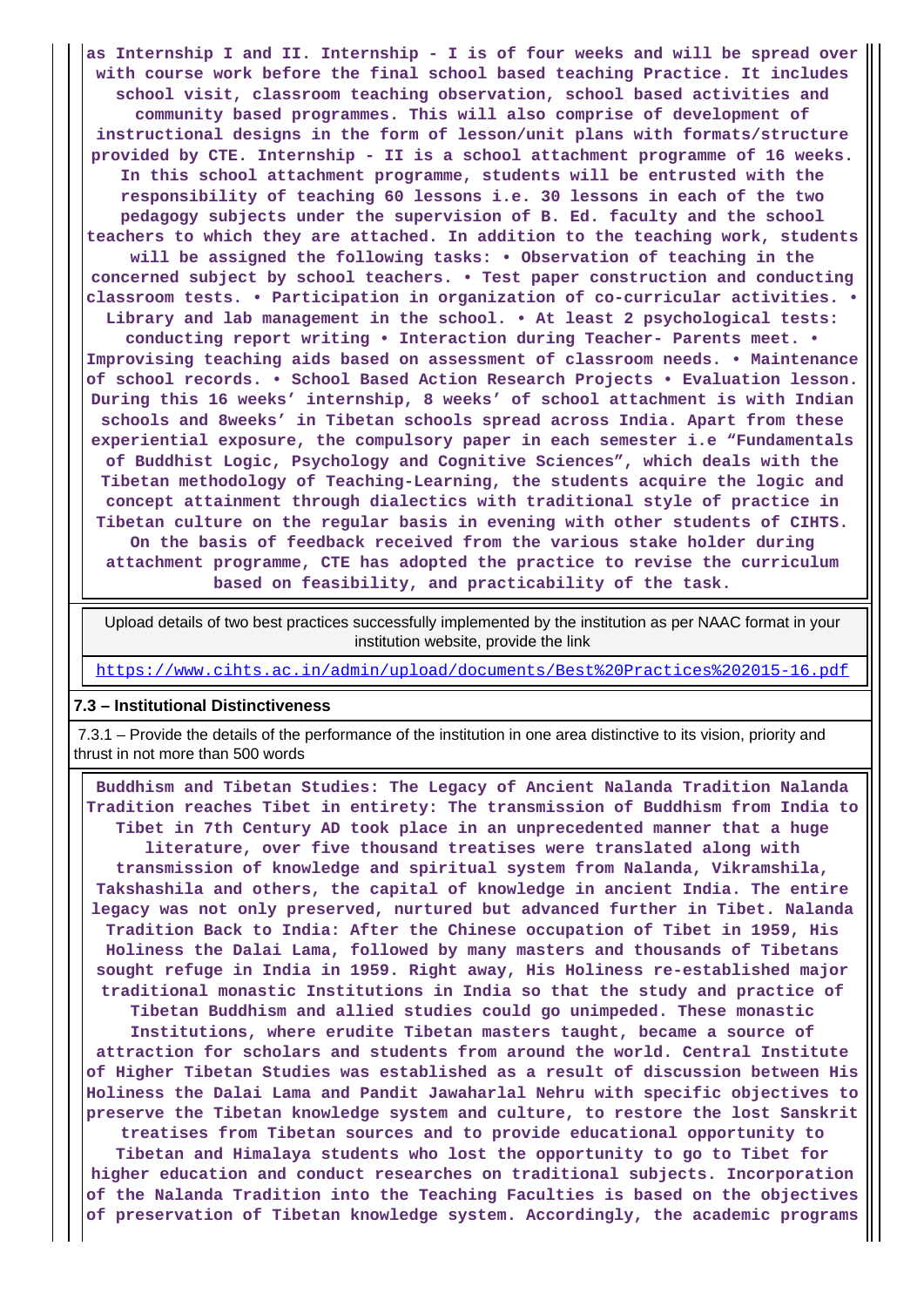**as Internship I and II. Internship - I is of four weeks and will be spread over with course work before the final school based teaching Practice. It includes school visit, classroom teaching observation, school based activities and community based programmes. This will also comprise of development of instructional designs in the form of lesson/unit plans with formats/structure provided by CTE. Internship - II is a school attachment programme of 16 weeks. In this school attachment programme, students will be entrusted with the responsibility of teaching 60 lessons i.e. 30 lessons in each of the two pedagogy subjects under the supervision of B. Ed. faculty and the school teachers to which they are attached. In addition to the teaching work, students will be assigned the following tasks: • Observation of teaching in the concerned subject by school teachers. • Test paper construction and conducting classroom tests. • Participation in organization of co-curricular activities. • Library and lab management in the school. • At least 2 psychological tests: conducting report writing • Interaction during Teacher- Parents meet. • Improvising teaching aids based on assessment of classroom needs. • Maintenance of school records. • School Based Action Research Projects • Evaluation lesson. During this 16 weeks' internship, 8 weeks' of school attachment is with Indian schools and 8weeks' in Tibetan schools spread across India. Apart from these experiential exposure, the compulsory paper in each semester i.e "Fundamentals of Buddhist Logic, Psychology and Cognitive Sciences", which deals with the Tibetan methodology of Teaching-Learning, the students acquire the logic and concept attainment through dialectics with traditional style of practice in Tibetan culture on the regular basis in evening with other students of CIHTS. On the basis of feedback received from the various stake holder during attachment programme, CTE has adopted the practice to revise the curriculum based on feasibility, and practicability of the task.**

| Upload details of two best practices successfully implemented by the institution as per NAAC format in your institution website, provide the link |
|---|
| https://www.cihts.ac.in/admin/upload/documents/Best%20Practices%202015-16.pdf |

**7.3 – Institutional Distinctiveness**

7.3.1 – Provide the details of the performance of the institution in one area distinctive to its vision, priority and thrust in not more than 500 words

**Buddhism and Tibetan Studies: The Legacy of Ancient Nalanda Tradition Nalanda Tradition reaches Tibet in entirety: The transmission of Buddhism from India to Tibet in 7th Century AD took place in an unprecedented manner that a huge literature, over five thousand treatises were translated along with transmission of knowledge and spiritual system from Nalanda, Vikramshila, Takshashila and others, the capital of knowledge in ancient India. The entire legacy was not only preserved, nurtured but advanced further in Tibet. Nalanda Tradition Back to India: After the Chinese occupation of Tibet in 1959, His Holiness the Dalai Lama, followed by many masters and thousands of Tibetans sought refuge in India in 1959. Right away, His Holiness re-established major traditional monastic Institutions in India so that the study and practice of Tibetan Buddhism and allied studies could go unimpeded. These monastic Institutions, where erudite Tibetan masters taught, became a source of attraction for scholars and students from around the world. Central Institute of Higher Tibetan Studies was established as a result of discussion between His Holiness the Dalai Lama and Pandit Jawaharlal Nehru with specific objectives to preserve the Tibetan knowledge system and culture, to restore the lost Sanskrit treatises from Tibetan sources and to provide educational opportunity to Tibetan and Himalaya students who lost the opportunity to go to Tibet for higher education and conduct researches on traditional subjects. Incorporation of the Nalanda Tradition into the Teaching Faculties is based on the objectives of preservation of Tibetan knowledge system. Accordingly, the academic programs**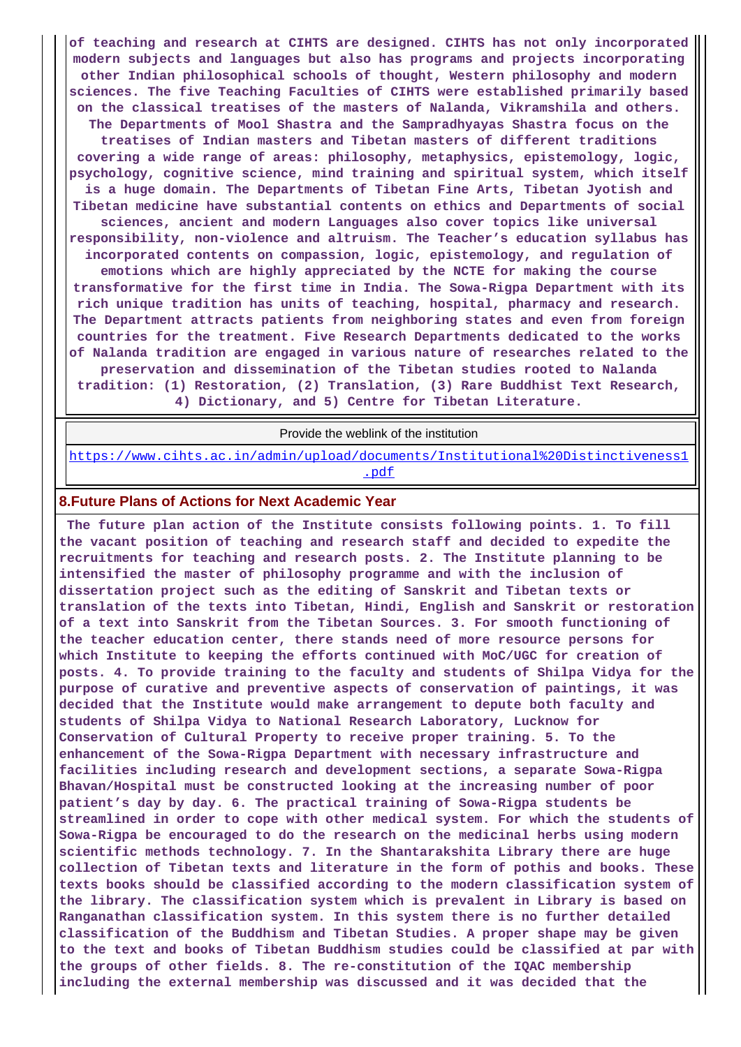of teaching and research at CIHTS are designed. CIHTS has not only incorporated modern subjects and languages but also has programs and projects incorporating other Indian philosophical schools of thought, Western philosophy and modern sciences. The five Teaching Faculties of CIHTS were established primarily based on the classical treatises of the masters of Nalanda, Vikramshila and others. The Departments of Mool Shastra and the Sampradhyayas Shastra focus on the treatises of Indian masters and Tibetan masters of different traditions covering a wide range of areas: philosophy, metaphysics, epistemology, logic, psychology, cognitive science, mind training and spiritual system, which itself is a huge domain. The Departments of Tibetan Fine Arts, Tibetan Jyotish and Tibetan medicine have substantial contents on ethics and Departments of social sciences, ancient and modern Languages also cover topics like universal responsibility, non-violence and altruism. The Teacher's education syllabus has incorporated contents on compassion, logic, epistemology, and regulation of emotions which are highly appreciated by the NCTE for making the course transformative for the first time in India. The Sowa-Rigpa Department with its rich unique tradition has units of teaching, hospital, pharmacy and research. The Department attracts patients from neighboring states and even from foreign countries for the treatment. Five Research Departments dedicated to the works of Nalanda tradition are engaged in various nature of researches related to the preservation and dissemination of the Tibetan studies rooted to Nalanda tradition: (1) Restoration, (2) Translation, (3) Rare Buddhist Text Research, 4) Dictionary, and 5) Centre for Tibetan Literature.

| Provide the weblink of the institution |
|---|
| https://www.cihts.ac.in/admin/upload/documents/Institutional%20Distinctiveness1.pdf |

## 8.Future Plans of Actions for Next Academic Year

The future plan action of the Institute consists following points. 1. To fill the vacant position of teaching and research staff and decided to expedite the recruitments for teaching and research posts. 2. The Institute planning to be intensified the master of philosophy programme and with the inclusion of dissertation project such as the editing of Sanskrit and Tibetan texts or translation of the texts into Tibetan, Hindi, English and Sanskrit or restoration of a text into Sanskrit from the Tibetan Sources. 3. For smooth functioning of the teacher education center, there stands need of more resource persons for which Institute to keeping the efforts continued with MoC/UGC for creation of posts. 4. To provide training to the faculty and students of Shilpa Vidya for the purpose of curative and preventive aspects of conservation of paintings, it was decided that the Institute would make arrangement to depute both faculty and students of Shilpa Vidya to National Research Laboratory, Lucknow for Conservation of Cultural Property to receive proper training. 5. To the enhancement of the Sowa-Rigpa Department with necessary infrastructure and facilities including research and development sections, a separate Sowa-Rigpa Bhavan/Hospital must be constructed looking at the increasing number of poor patient's day by day. 6. The practical training of Sowa-Rigpa students be streamlined in order to cope with other medical system. For which the students of Sowa-Rigpa be encouraged to do the research on the medicinal herbs using modern scientific methods technology. 7. In the Shantarakshita Library there are huge collection of Tibetan texts and literature in the form of pothis and books. These texts books should be classified according to the modern classification system of the library. The classification system which is prevalent in Library is based on Ranganathan classification system. In this system there is no further detailed classification of the Buddhism and Tibetan Studies. A proper shape may be given to the text and books of Tibetan Buddhism studies could be classified at par with the groups of other fields. 8. The re-constitution of the IQAC membership including the external membership was discussed and it was decided that the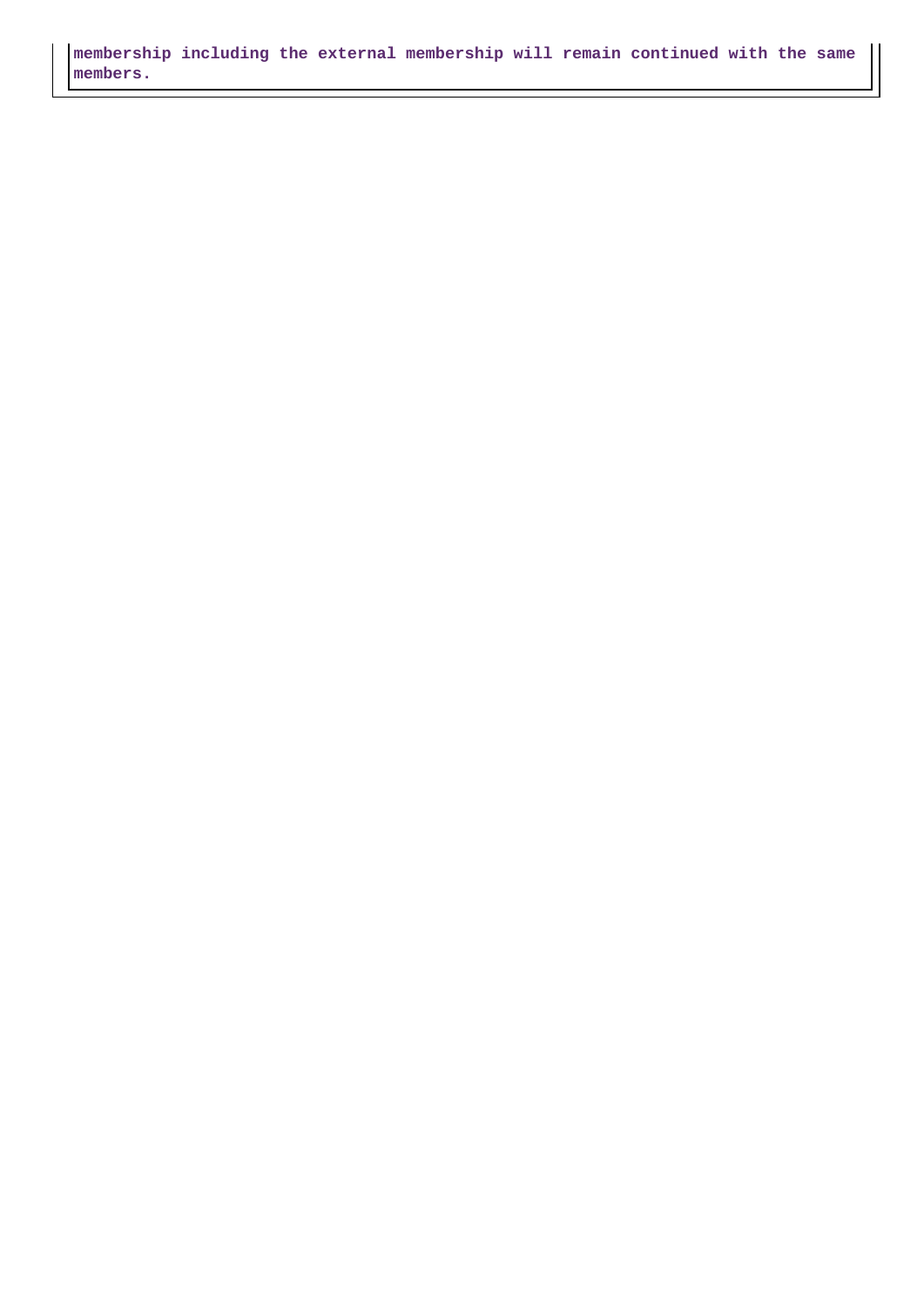**membership including the external membership will remain continued with the same members.**